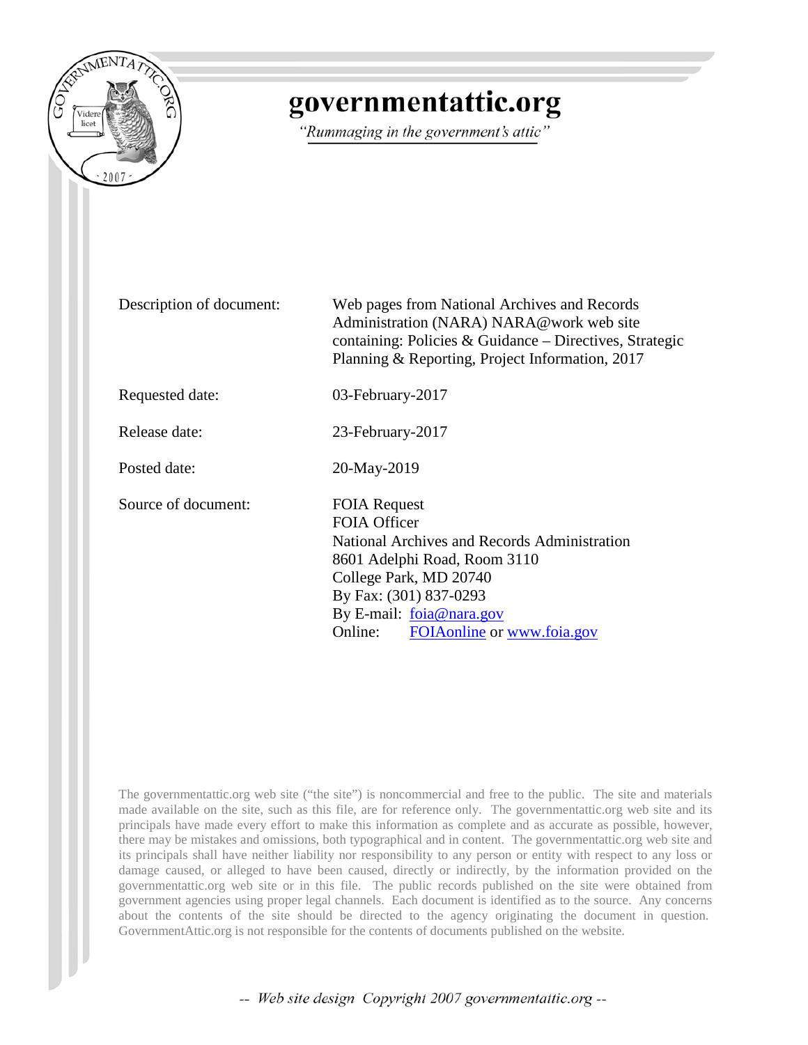# governmentattic.org

*"Rummaging in the government's attic"*

| | |
|---|---|
| Description of document: | Web pages from National Archives and Records Administration (NARA) NARA@work web site containing: Policies & Guidance – Directives, Strategic Planning & Reporting, Project Information, 2017 |
| Requested date: | 03-February-2017 |
| Release date: | 23-February-2017 |
| Posted date: | 20-May-2019 |
| Source of document: | FOIA Request<br>FOIA Officer<br>National Archives and Records Administration<br>8601 Adelphi Road, Room 3110<br>College Park, MD 20740<br>By Fax: (301) 837-0293<br>By E-mail: foia@nara.gov<br>Online: FOIAonline or www.foia.gov |

The governmentattic.org web site ("the site") is noncommercial and free to the public. The site and materials made available on the site, such as this file, are for reference only. The governmentattic.org web site and its principals have made every effort to make this information as complete and as accurate as possible, however, there may be mistakes and omissions, both typographical and in content. The governmentattic.org web site and its principals shall have neither liability nor responsibility to any person or entity with respect to any loss or damage caused, or alleged to have been caused, directly or indirectly, by the information provided on the governmentattic.org web site or in this file. The public records published on the site were obtained from government agencies using proper legal channels. Each document is identified as to the source. Any concerns about the contents of the site should be directed to the agency originating the document in question. GovernmentAttic.org is not responsible for the contents of documents published on the website.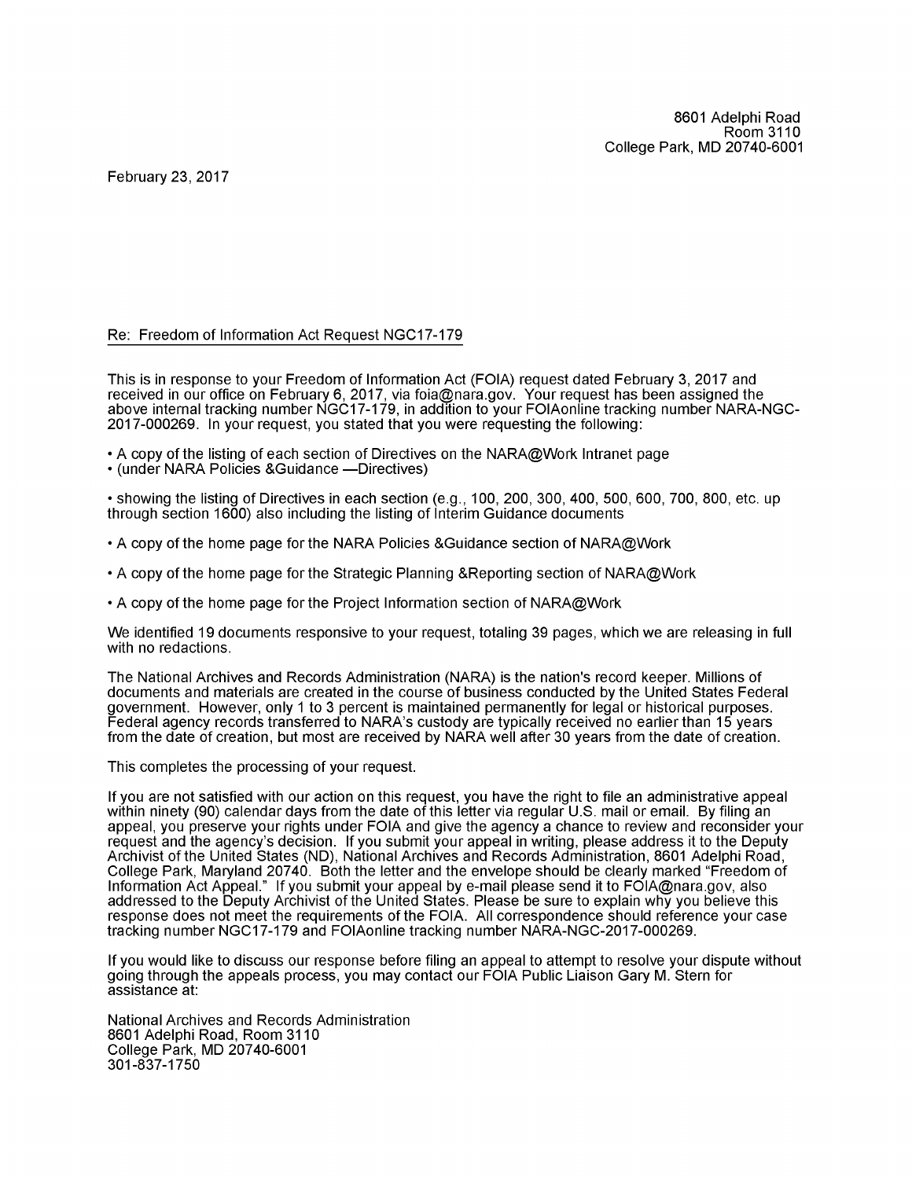8601 Adelphi Road
Room 3110
College Park, MD 20740-6001

February 23, 2017

Re: Freedom of Information Act Request NGC17-179

This is in response to your Freedom of Information Act (FOIA) request dated February 3, 2017 and received in our office on February 6, 2017, via foia@nara.gov. Your request has been assigned the above internal tracking number NGC17-179, in addition to your FOIAonline tracking number NARA-NGC-2017-000269. In your request, you stated that you were requesting the following:

- A copy of the listing of each section of Directives on the NARA@Work Intranet page
- (under NARA Policies &Guidance —Directives)

- showing the listing of Directives in each section (e.g., 100, 200, 300, 400, 500, 600, 700, 800, etc. up through section 1600) also including the listing of Interim Guidance documents

- A copy of the home page for the NARA Policies &Guidance section of NARA@Work

- A copy of the home page for the Strategic Planning &Reporting section of NARA@Work

- A copy of the home page for the Project Information section of NARA@Work

We identified 19 documents responsive to your request, totaling 39 pages, which we are releasing in full with no redactions.

The National Archives and Records Administration (NARA) is the nation's record keeper. Millions of documents and materials are created in the course of business conducted by the United States Federal government. However, only 1 to 3 percent is maintained permanently for legal or historical purposes. Federal agency records transferred to NARA's custody are typically received no earlier than 15 years from the date of creation, but most are received by NARA well after 30 years from the date of creation.

This completes the processing of your request.

If you are not satisfied with our action on this request, you have the right to file an administrative appeal within ninety (90) calendar days from the date of this letter via regular U.S. mail or email. By filing an appeal, you preserve your rights under FOIA and give the agency a chance to review and reconsider your request and the agency's decision. If you submit your appeal in writing, please address it to the Deputy Archivist of the United States (ND), National Archives and Records Administration, 8601 Adelphi Road, College Park, Maryland 20740. Both the letter and the envelope should be clearly marked "Freedom of Information Act Appeal." If you submit your appeal by e-mail please send it to FOIA@nara.gov, also addressed to the Deputy Archivist of the United States. Please be sure to explain why you believe this response does not meet the requirements of the FOIA. All correspondence should reference your case tracking number NGC17-179 and FOIAonline tracking number NARA-NGC-2017-000269.

If you would like to discuss our response before filing an appeal to attempt to resolve your dispute without going through the appeals process, you may contact our FOIA Public Liaison Gary M. Stern for assistance at:

National Archives and Records Administration
8601 Adelphi Road, Room 3110
College Park, MD 20740-6001
301-837-1750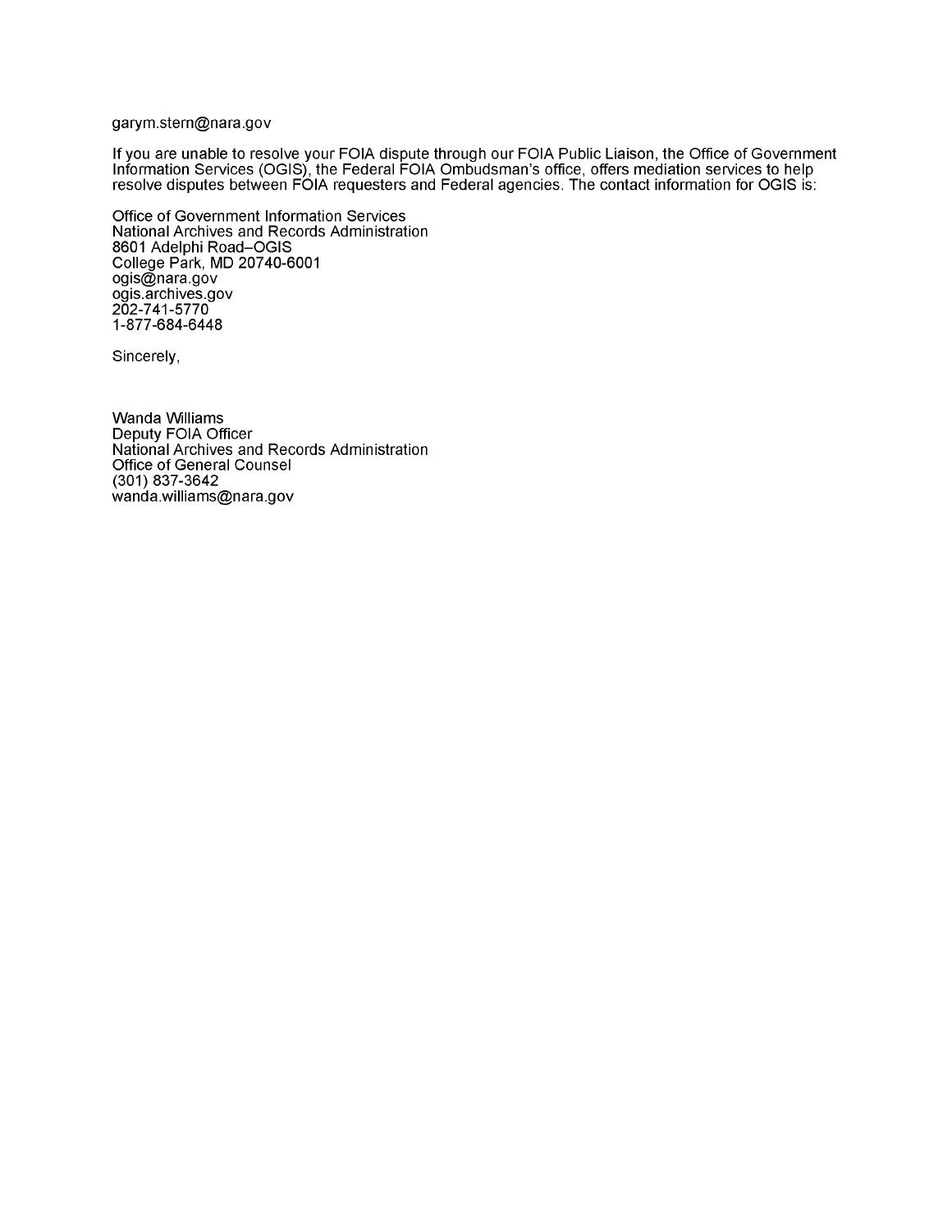garym.stern@nara.gov

If you are unable to resolve your FOIA dispute through our FOIA Public Liaison, the Office of Government Information Services (OGIS), the Federal FOIA Ombudsman's office, offers mediation services to help resolve disputes between FOIA requesters and Federal agencies. The contact information for OGIS is:

Office of Government Information Services
National Archives and Records Administration
8601 Adelphi Road–OGIS
College Park, MD 20740-6001
ogis@nara.gov
ogis.archives.gov
202-741-5770
1-877-684-6448

Sincerely,

Wanda Williams
Deputy FOIA Officer
National Archives and Records Administration
Office of General Counsel
(301) 837-3642
wanda.williams@nara.gov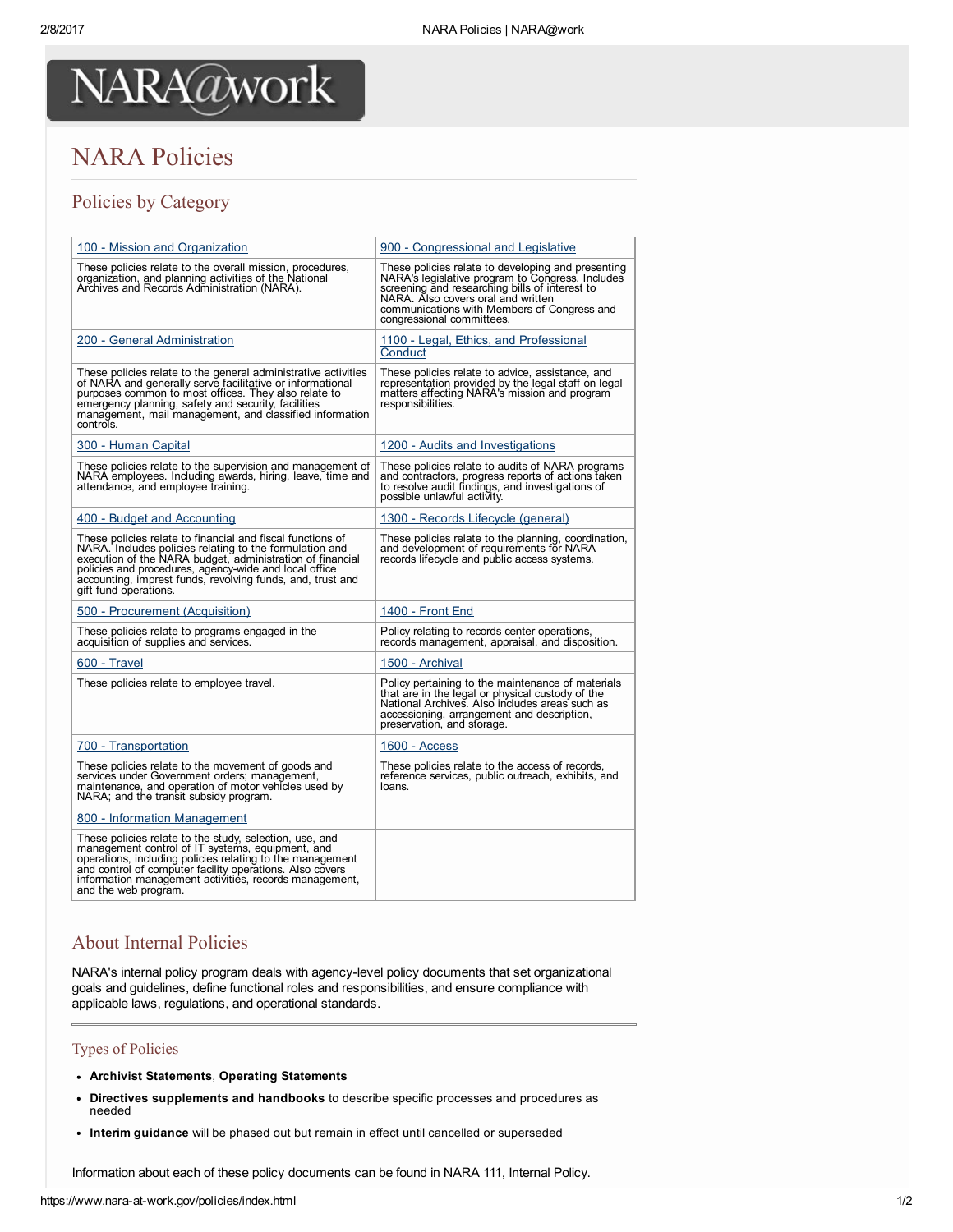# NARA@work

# NARA Policies

## Policies by Category

| 100 - Mission and Organization | 900 - Congressional and Legislative |
|---|---|
| These policies relate to the overall mission, procedures, organization, and planning activities of the National Archives and Records Administration (NARA). | These policies relate to developing and presenting NARA's legislative program to Congress. Includes screening and researching bills of interest to NARA. Also covers oral and written communications with Members of Congress and congressional committees. |
| 200 - General Administration | 1100 - Legal, Ethics, and Professional Conduct |
| These policies relate to the general administrative activities of NARA and generally serve facilitative or informational purposes common to most offices. They also relate to emergency planning, safety and security, facilities management, mail management, and classified information controls. | These policies relate to advice, assistance, and representation provided by the legal staff on legal matters affecting NARA's mission and program responsibilities. |
| 300 - Human Capital | 1200 - Audits and Investigations |
| These policies relate to the supervision and management of NARA employees. Including awards, hiring, leave, time and attendance, and employee training. | These policies relate to audits of NARA programs and contractors, progress reports of actions taken to resolve audit findings, and investigations of possible unlawful activity. |
| 400 - Budget and Accounting | 1300 - Records Lifecycle (general) |
| These policies relate to financial and fiscal functions of NARA. Includes policies relating to the formulation and execution of the NARA budget, administration of financial policies and procedures, agency-wide and local office accounting, imprest funds, revolving funds, and, trust and gift fund operations. | These policies relate to the planning, coordination, and development of requirements for NARA records lifecycle and public access systems. |
| 500 - Procurement (Acquisition) | 1400 - Front End |
| These policies relate to programs engaged in the acquisition of supplies and services. | Policy relating to records center operations, records management, appraisal, and disposition. |
| 600 - Travel | 1500 - Archival |
| These policies relate to employee travel. | Policy pertaining to the maintenance of materials that are in the legal or physical custody of the National Archives. Also includes areas such as accessioning, arrangement and description, preservation, and storage. |
| 700 - Transportation | 1600 - Access |
| These policies relate to the movement of goods and services under Government orders; management, maintenance, and operation of motor vehicles used by NARA; and the transit subsidy program. | These policies relate to the access of records, reference services, public outreach, exhibits, and loans. |
| 800 - Information Management | |
| These policies relate to the study, selection, use, and management control of IT systems, equipment, and operations, including policies relating to the management and control of computer facility operations. Also covers information management activities, records management, and the web program. | |

## About Internal Policies

NARA's internal policy program deals with agency-level policy documents that set organizational goals and guidelines, define functional roles and responsibilities, and ensure compliance with applicable laws, regulations, and operational standards.

### Types of Policies

- **Archivist Statements**, **Operating Statements**
- **Directives supplements and handbooks** to describe specific processes and procedures as needed
- **Interim guidance** will be phased out but remain in effect until cancelled or superseded

Information about each of these policy documents can be found in NARA 111, Internal Policy.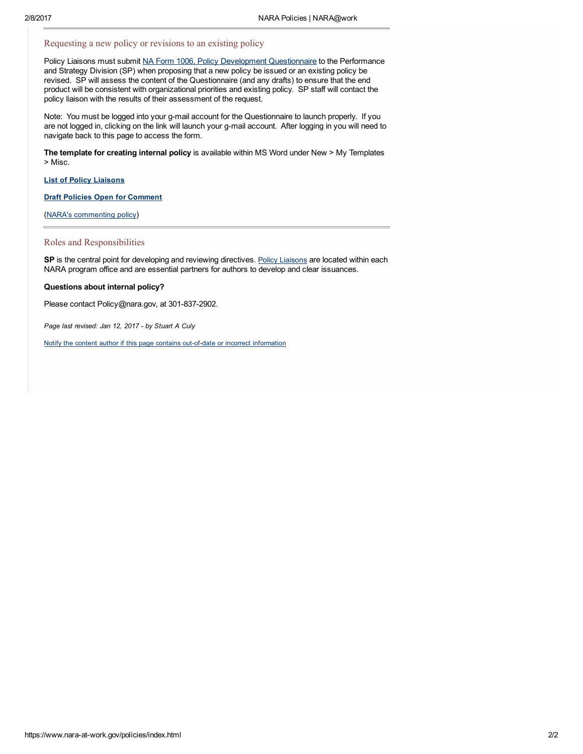## Requesting a new policy or revisions to an existing policy

Policy Liaisons must submit NA Form 1006, Policy Development Questionnaire to the Performance and Strategy Division (SP) when proposing that a new policy be issued or an existing policy be revised. SP will assess the content of the Questionnaire (and any drafts) to ensure that the end product will be consistent with organizational priorities and existing policy. SP staff will contact the policy liaison with the results of their assessment of the request.

Note: You must be logged into your g-mail account for the Questionnaire to launch properly. If you are not logged in, clicking on the link will launch your g-mail account. After logging in you will need to navigate back to this page to access the form.

**The template for creating internal policy** is available within MS Word under New > My Templates > Misc.

**List of Policy Liaisons**

**Draft Policies Open for Comment**

(NARA's commenting policy)

## Roles and Responsibilities

**SP** is the central point for developing and reviewing directives. Policy Liaisons are located within each NARA program office and are essential partners for authors to develop and clear issuances.

**Questions about internal policy?**

Please contact Policy@nara.gov, at 301-837-2902.

*Page last revised: Jan 12, 2017 - by Stuart A Culy*

Notify the content author if this page contains out-of-date or incorrect information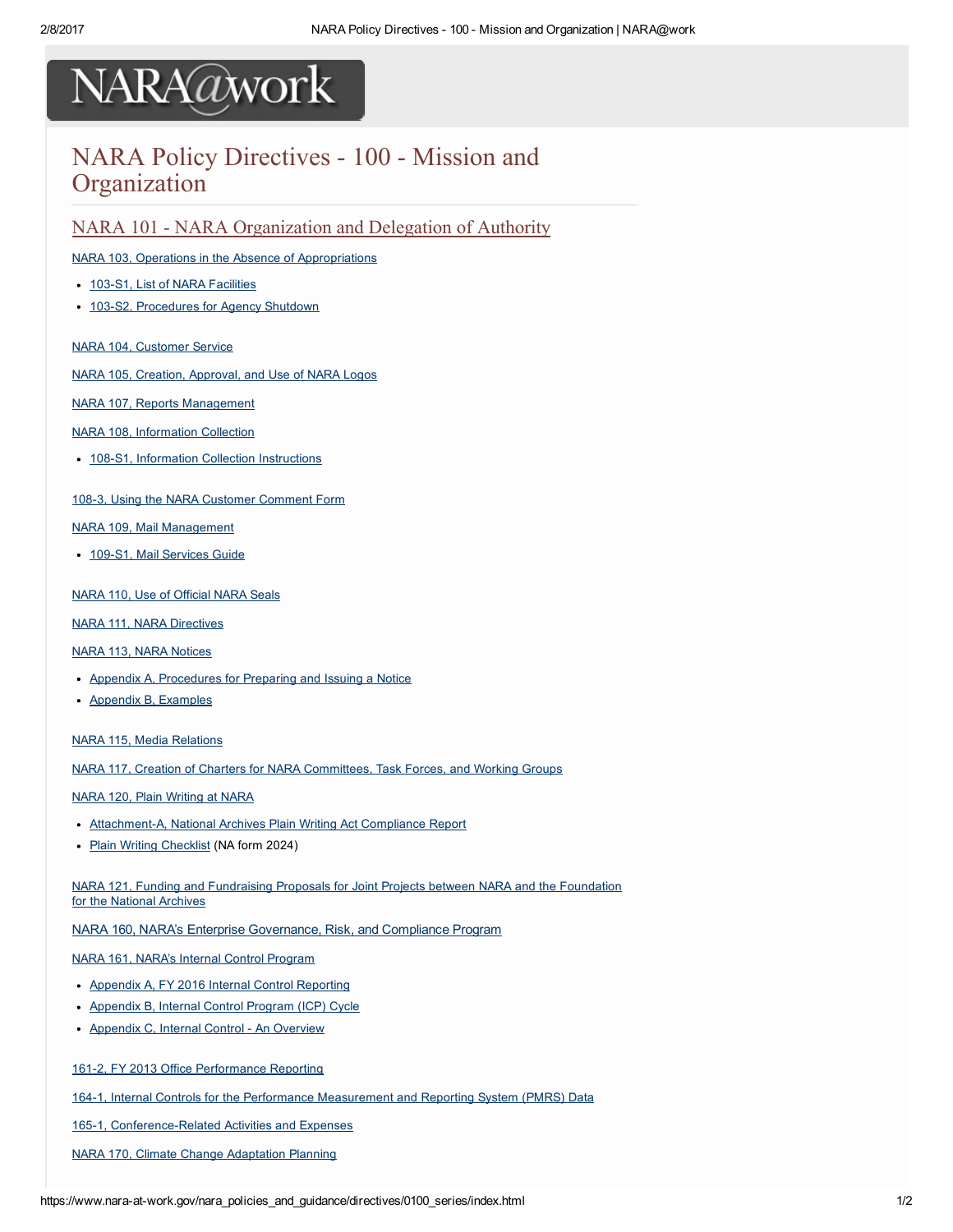# NARA Policy Directives - 100 - Mission and Organization

## NARA 101 - NARA Organization and Delegation of Authority

NARA 103, Operations in the Absence of Appropriations

- 103-S1, List of NARA Facilities
- 103-S2, Procedures for Agency Shutdown

NARA 104, Customer Service

NARA 105, Creation, Approval, and Use of NARA Logos

NARA 107, Reports Management

NARA 108, Information Collection

- 108-S1, Information Collection Instructions

108-3, Using the NARA Customer Comment Form

NARA 109, Mail Management

- 109-S1, Mail Services Guide

NARA 110, Use of Official NARA Seals

NARA 111, NARA Directives

NARA 113, NARA Notices

- Appendix A, Procedures for Preparing and Issuing a Notice
- Appendix B, Examples

NARA 115, Media Relations

NARA 117, Creation of Charters for NARA Committees, Task Forces, and Working Groups

NARA 120, Plain Writing at NARA

- Attachment-A, National Archives Plain Writing Act Compliance Report
- Plain Writing Checklist (NA form 2024)

NARA 121, Funding and Fundraising Proposals for Joint Projects between NARA and the Foundation for the National Archives

NARA 160, NARA's Enterprise Governance, Risk, and Compliance Program

NARA 161, NARA's Internal Control Program

- Appendix A, FY 2016 Internal Control Reporting
- Appendix B, Internal Control Program (ICP) Cycle
- Appendix C, Internal Control - An Overview

161-2, FY 2013 Office Performance Reporting

164-1, Internal Controls for the Performance Measurement and Reporting System (PMRS) Data

165-1, Conference-Related Activities and Expenses

NARA 170, Climate Change Adaptation Planning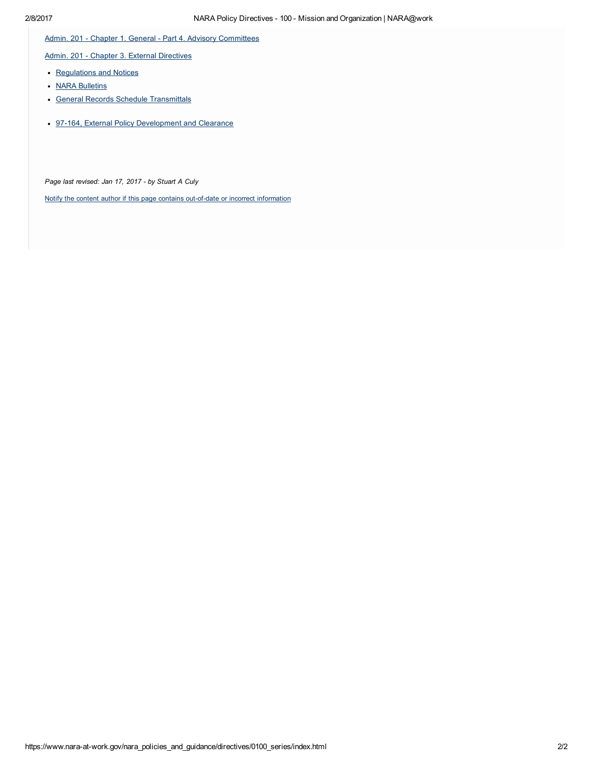Admin. 201 - Chapter 1. General - Part 4. Advisory Committees

Admin. 201 - Chapter 3. External Directives

- Regulations and Notices
- NARA Bulletins
- General Records Schedule Transmittals

- 97-164, External Policy Development and Clearance

*Page last revised: Jan 17, 2017 - by Stuart A Culy*

Notify the content author if this page contains out-of-date or incorrect information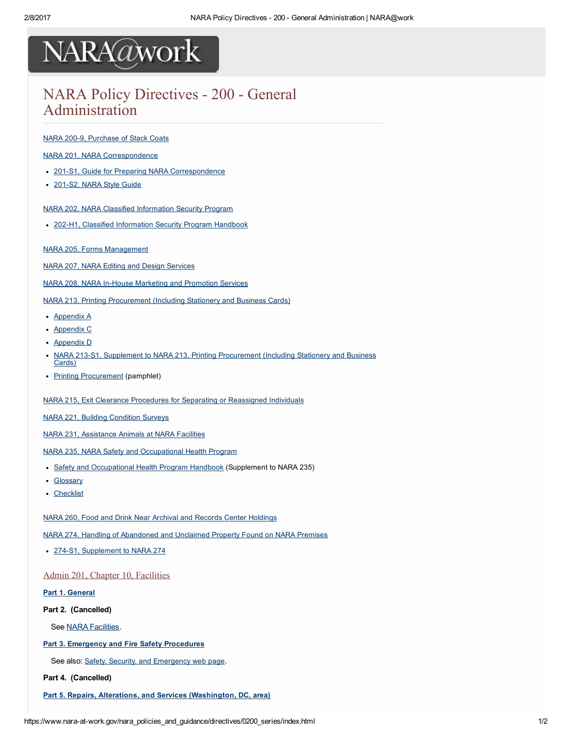# NARA Policy Directives - 200 - General Administration

NARA 200-9, Purchase of Stack Coats

NARA 201, NARA Correspondence

- 201-S1, Guide for Preparing NARA Correspondence
- 201-S2, NARA Style Guide

NARA 202, NARA Classified Information Security Program

- 202-H1, Classified Information Security Program Handbook

NARA 205, Forms Management

NARA 207, NARA Editing and Design Services

NARA 208, NARA In-House Marketing and Promotion Services

NARA 213, Printing Procurement (Including Stationery and Business Cards)

- Appendix A
- Appendix C
- Appendix D
- NARA 213-S1, Supplement to NARA 213, Printing Procurement (Including Stationery and Business Cards)
- Printing Procurement (pamphlet)

NARA 215, Exit Clearance Procedures for Separating or Reassigned Individuals

NARA 221, Building Condition Surveys

NARA 231, Assistance Animals at NARA Facilities

NARA 235, NARA Safety and Occupational Health Program

- Safety and Occupational Health Program Handbook (Supplement to NARA 235)
- Glossary
- Checklist

NARA 260, Food and Drink Near Archival and Records Center Holdings

NARA 274, Handling of Abandoned and Unclaimed Property Found on NARA Premises

- 274-S1, Supplement to NARA 274

## Admin 201, Chapter 10, Facilities

**Part 1. General**

**Part 2. (Cancelled)**

See NARA Facilities.

**Part 3. Emergency and Fire Safety Procedures**

See also: Safety, Security, and Emergency web page.

**Part 4. (Cancelled)**

**Part 5. Repairs, Alterations, and Services (Washington, DC, area)**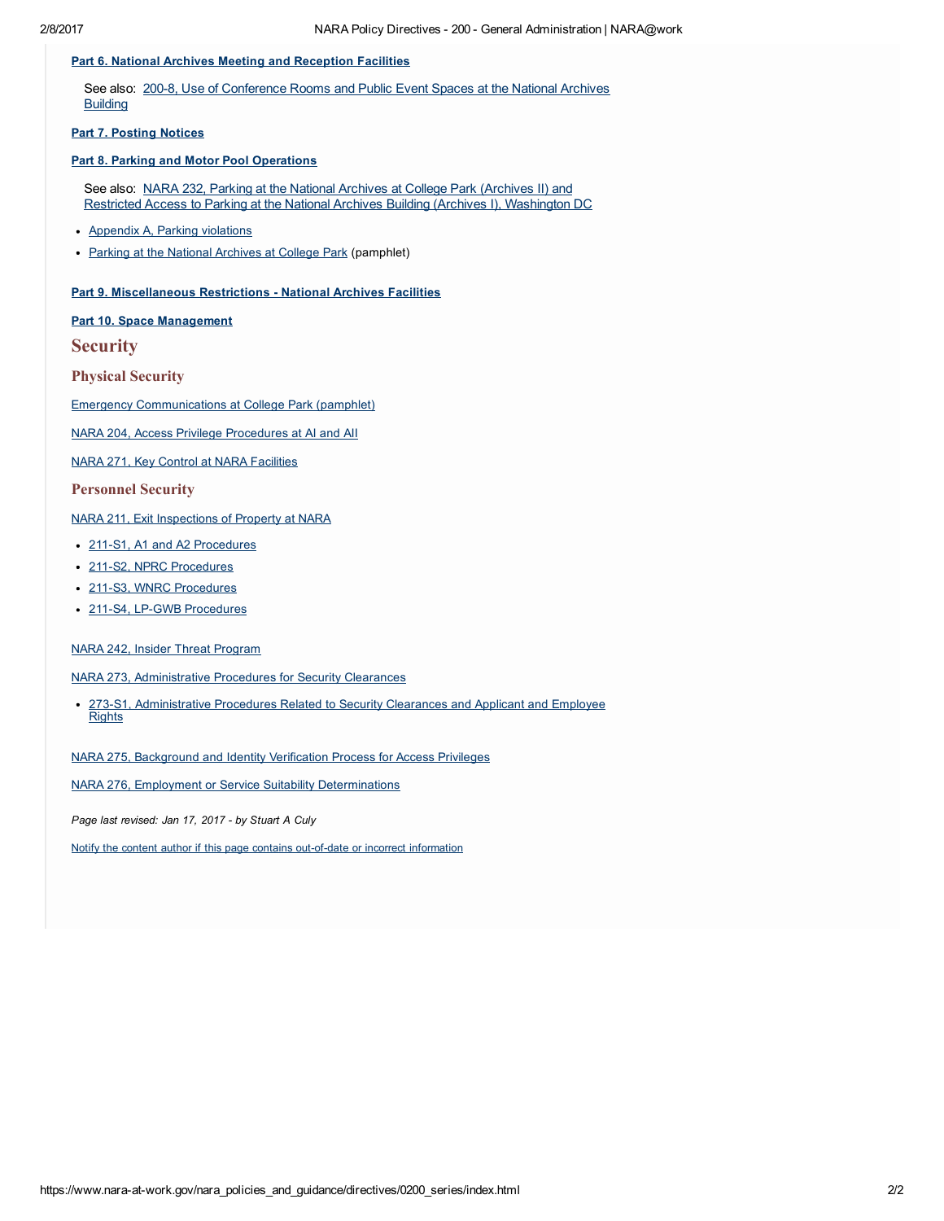**Part 6. National Archives Meeting and Reception Facilities**

See also: 200-8, Use of Conference Rooms and Public Event Spaces at the National Archives Building

**Part 7. Posting Notices**

**Part 8. Parking and Motor Pool Operations**

See also: NARA 232, Parking at the National Archives at College Park (Archives II) and Restricted Access to Parking at the National Archives Building (Archives I), Washington DC

- Appendix A, Parking violations
- Parking at the National Archives at College Park (pamphlet)

**Part 9. Miscellaneous Restrictions - National Archives Facilities**

**Part 10. Space Management**

# Security

## Physical Security

Emergency Communications at College Park (pamphlet)

NARA 204, Access Privilege Procedures at AI and AII

NARA 271, Key Control at NARA Facilities

## Personnel Security

NARA 211, Exit Inspections of Property at NARA

- 211-S1, A1 and A2 Procedures
- 211-S2, NPRC Procedures
- 211-S3, WNRC Procedures
- 211-S4, LP-GWB Procedures

NARA 242, Insider Threat Program

NARA 273, Administrative Procedures for Security Clearances

- 273-S1, Administrative Procedures Related to Security Clearances and Applicant and Employee Rights

NARA 275, Background and Identity Verification Process for Access Privileges

NARA 276, Employment or Service Suitability Determinations

*Page last revised: Jan 17, 2017 - by Stuart A Culy*

Notify the content author if this page contains out-of-date or incorrect information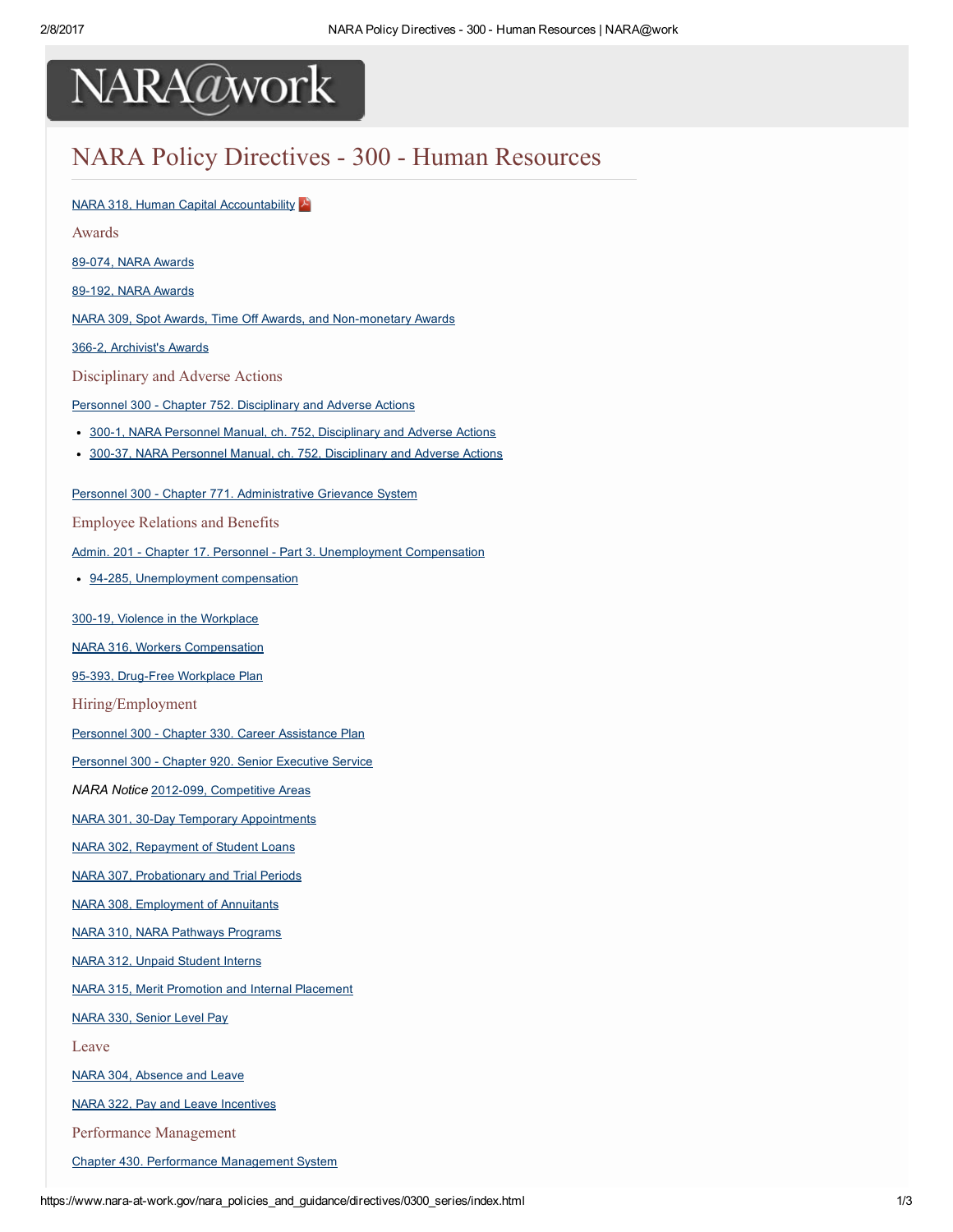NARA@work

# NARA Policy Directives - 300 - Human Resources

NARA 318, Human Capital Accountability

## Awards

89-074, NARA Awards

89-192, NARA Awards

NARA 309, Spot Awards, Time Off Awards, and Non-monetary Awards

366-2, Archivist's Awards

## Disciplinary and Adverse Actions

Personnel 300 - Chapter 752. Disciplinary and Adverse Actions

- 300-1, NARA Personnel Manual, ch. 752, Disciplinary and Adverse Actions
- 300-37, NARA Personnel Manual, ch. 752, Disciplinary and Adverse Actions

Personnel 300 - Chapter 771. Administrative Grievance System

## Employee Relations and Benefits

Admin. 201 - Chapter 17. Personnel - Part 3. Unemployment Compensation

- 94-285, Unemployment compensation

300-19, Violence in the Workplace

NARA 316, Workers Compensation

95-393, Drug-Free Workplace Plan

## Hiring/Employment

Personnel 300 - Chapter 330. Career Assistance Plan

Personnel 300 - Chapter 920. Senior Executive Service

*NARA Notice* 2012-099, Competitive Areas

NARA 301, 30-Day Temporary Appointments

NARA 302, Repayment of Student Loans

NARA 307, Probationary and Trial Periods

NARA 308, Employment of Annuitants

NARA 310, NARA Pathways Programs

NARA 312, Unpaid Student Interns

NARA 315, Merit Promotion and Internal Placement

NARA 330, Senior Level Pay

## Leave

NARA 304, Absence and Leave

NARA 322, Pay and Leave Incentives

## Performance Management

Chapter 430. Performance Management System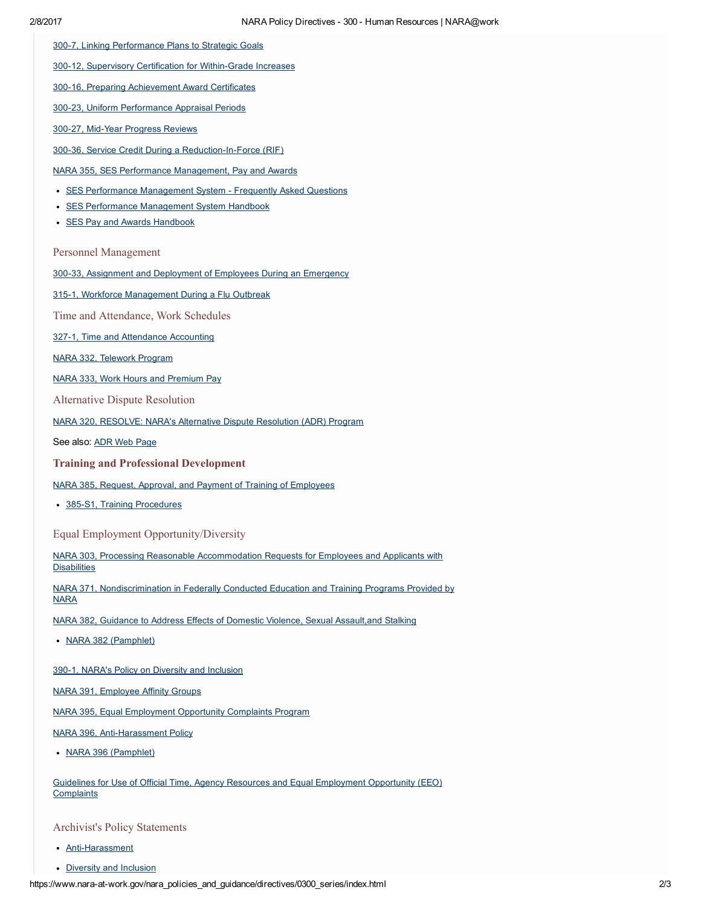300-7, Linking Performance Plans to Strategic Goals

300-12, Supervisory Certification for Within-Grade Increases

300-16, Preparing Achievement Award Certificates

300-23, Uniform Performance Appraisal Periods

300-27, Mid-Year Progress Reviews

300-36, Service Credit During a Reduction-In-Force (RIF)

NARA 355, SES Performance Management, Pay and Awards

- SES Performance Management System - Frequently Asked Questions
- SES Performance Management System Handbook
- SES Pay and Awards Handbook

### Personnel Management

300-33, Assignment and Deployment of Employees During an Emergency

315-1, Workforce Management During a Flu Outbreak

### Time and Attendance, Work Schedules

327-1, Time and Attendance Accounting

NARA 332, Telework Program

NARA 333, Work Hours and Premium Pay

### Alternative Dispute Resolution

NARA 320, RESOLVE: NARA's Alternative Dispute Resolution (ADR) Program

See also: ADR Web Page

### **Training and Professional Development**

NARA 385, Request, Approval, and Payment of Training of Employees

- 385-S1, Training Procedures

### Equal Employment Opportunity/Diversity

NARA 303, Processing Reasonable Accommodation Requests for Employees and Applicants with Disabilities

NARA 371, Nondiscrimination in Federally Conducted Education and Training Programs Provided by NARA

NARA 382, Guidance to Address Effects of Domestic Violence, Sexual Assault,and Stalking

- NARA 382 (Pamphlet)

390-1, NARA's Policy on Diversity and Inclusion

NARA 391, Employee Affinity Groups

NARA 395, Equal Employment Opportunity Complaints Program

NARA 396, Anti-Harassment Policy

- NARA 396 (Pamphlet)

Guidelines for Use of Official Time, Agency Resources and Equal Employment Opportunity (EEO) Complaints

### Archivist's Policy Statements

- Anti-Harassment
- Diversity and Inclusion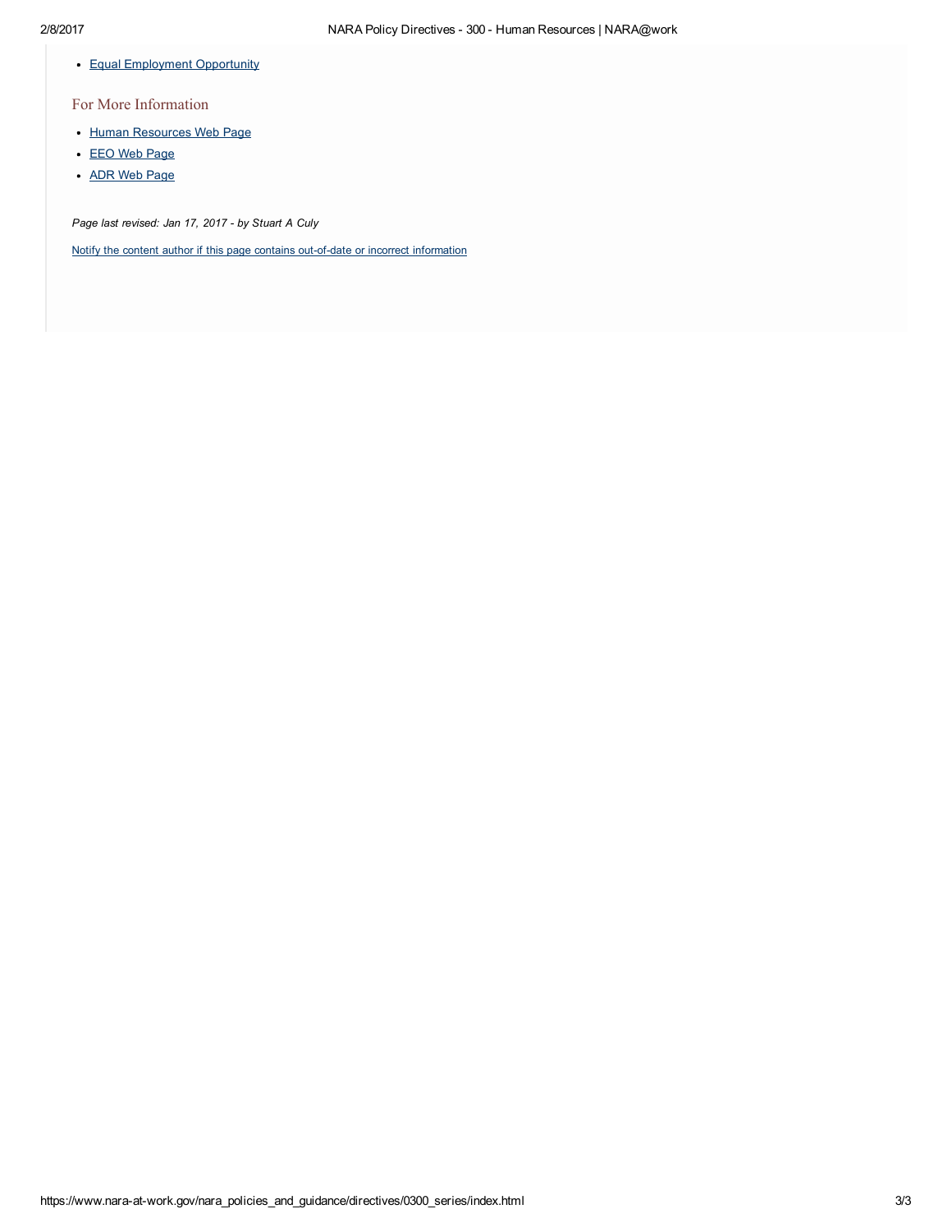- Equal Employment Opportunity

## For More Information

- Human Resources Web Page
- EEO Web Page
- ADR Web Page

*Page last revised: Jan 17, 2017 - by Stuart A Culy*

Notify the content author if this page contains out-of-date or incorrect information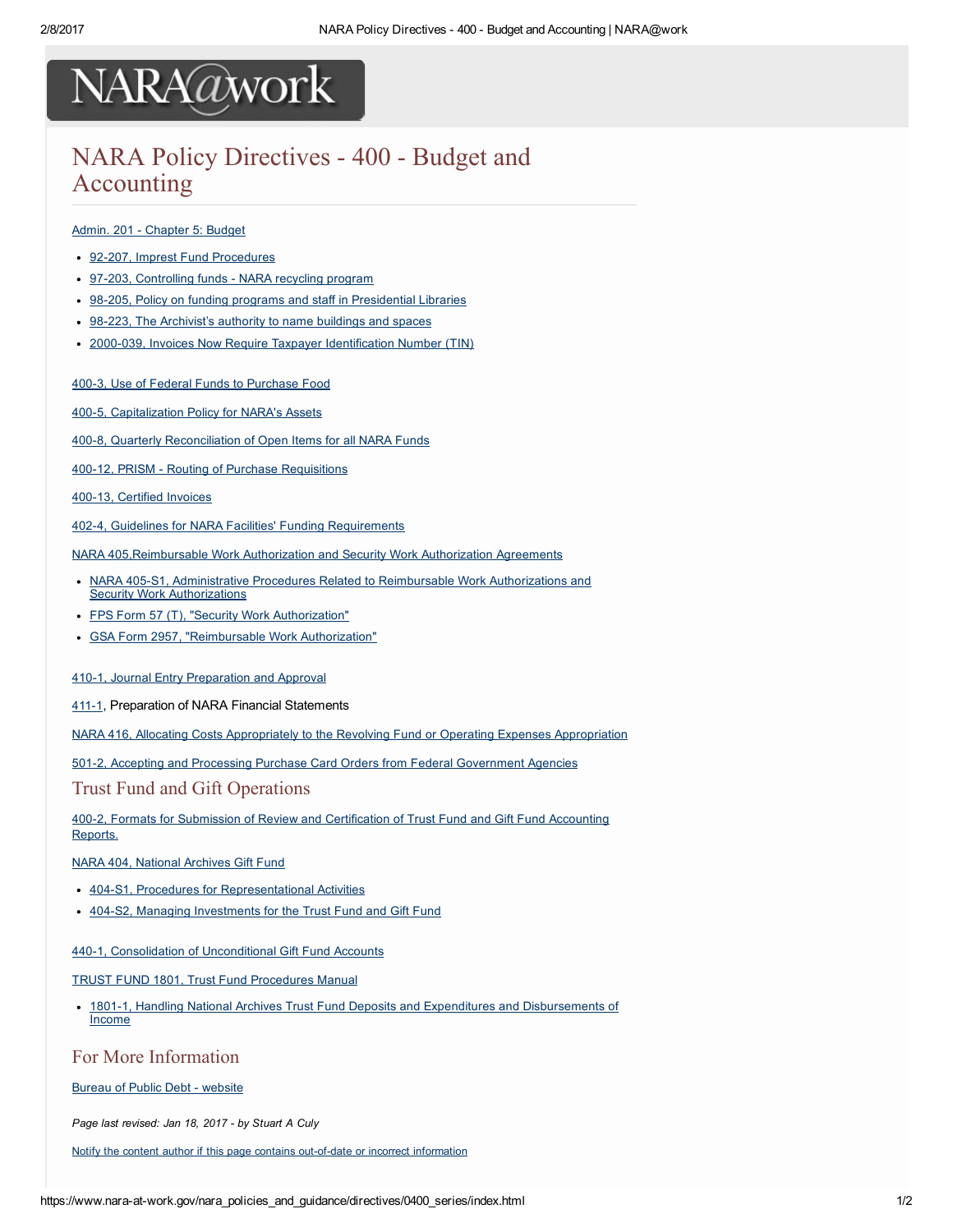# NARA Policy Directives - 400 - Budget and Accounting

Admin. 201 - Chapter 5: Budget

- 92-207, Imprest Fund Procedures
- 97-203, Controlling funds - NARA recycling program
- 98-205, Policy on funding programs and staff in Presidential Libraries
- 98-223, The Archivist's authority to name buildings and spaces
- 2000-039, Invoices Now Require Taxpayer Identification Number (TIN)

400-3, Use of Federal Funds to Purchase Food

400-5, Capitalization Policy for NARA's Assets

400-8, Quarterly Reconciliation of Open Items for all NARA Funds

400-12, PRISM - Routing of Purchase Requisitions

400-13, Certified Invoices

402-4, Guidelines for NARA Facilities' Funding Requirements

NARA 405,Reimbursable Work Authorization and Security Work Authorization Agreements

- NARA 405-S1, Administrative Procedures Related to Reimbursable Work Authorizations and Security Work Authorizations
- FPS Form 57 (T), "Security Work Authorization"
- GSA Form 2957, "Reimbursable Work Authorization"

410-1, Journal Entry Preparation and Approval

411-1, Preparation of NARA Financial Statements

NARA 416, Allocating Costs Appropriately to the Revolving Fund or Operating Expenses Appropriation

501-2, Accepting and Processing Purchase Card Orders from Federal Government Agencies

## Trust Fund and Gift Operations

400-2, Formats for Submission of Review and Certification of Trust Fund and Gift Fund Accounting Reports.

NARA 404, National Archives Gift Fund

- 404-S1, Procedures for Representational Activities
- 404-S2, Managing Investments for the Trust Fund and Gift Fund

440-1, Consolidation of Unconditional Gift Fund Accounts

TRUST FUND 1801, Trust Fund Procedures Manual

- 1801-1, Handling National Archives Trust Fund Deposits and Expenditures and Disbursements of Income

## For More Information

Bureau of Public Debt - website

*Page last revised: Jan 18, 2017 - by Stuart A Culy*

Notify the content author if this page contains out-of-date or incorrect information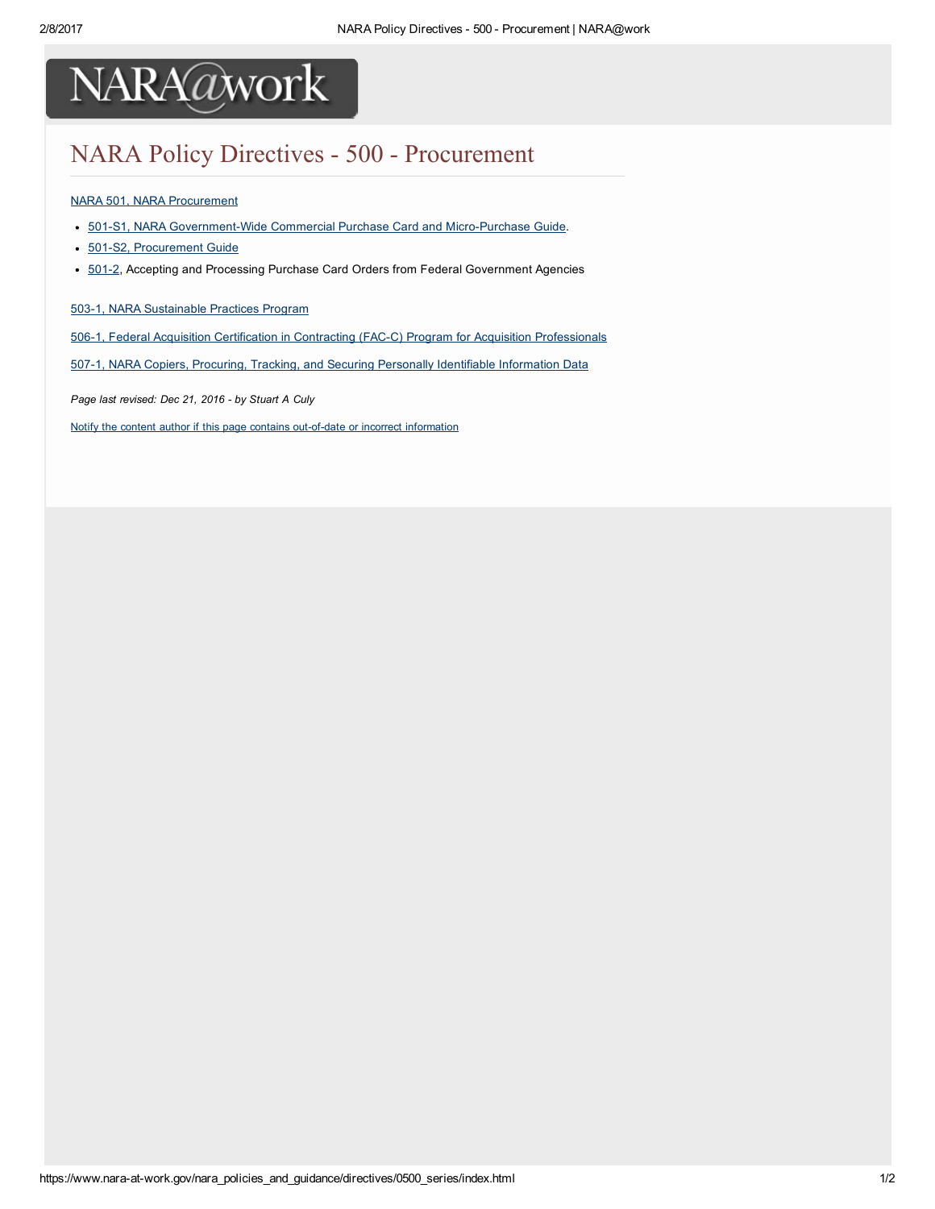# NARA Policy Directives - 500 - Procurement

NARA 501, NARA Procurement

- 501-S1, NARA Government-Wide Commercial Purchase Card and Micro-Purchase Guide.
- 501-S2, Procurement Guide
- 501-2, Accepting and Processing Purchase Card Orders from Federal Government Agencies

503-1, NARA Sustainable Practices Program

506-1, Federal Acquisition Certification in Contracting (FAC-C) Program for Acquisition Professionals

507-1, NARA Copiers, Procuring, Tracking, and Securing Personally Identifiable Information Data

*Page last revised: Dec 21, 2016 - by Stuart A Culy*

Notify the content author if this page contains out-of-date or incorrect information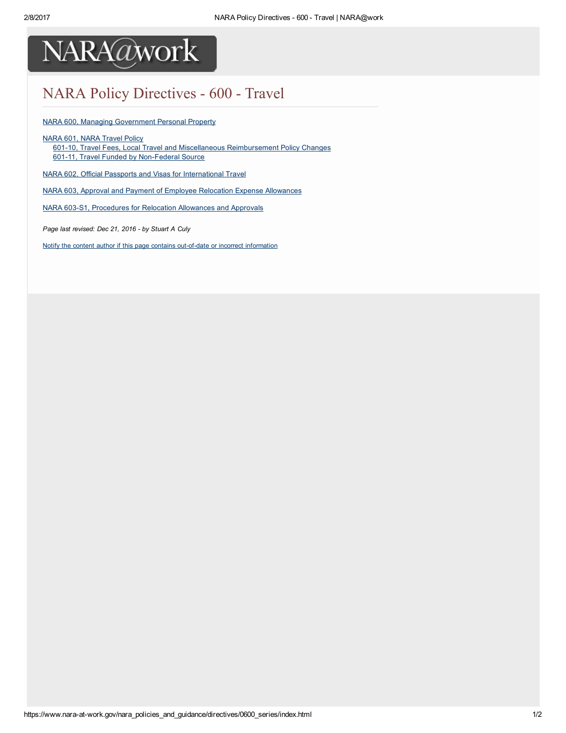NARA@work

# NARA Policy Directives - 600 - Travel

NARA 600, Managing Government Personal Property

NARA 601, NARA Travel Policy
- 601-10, Travel Fees, Local Travel and Miscellaneous Reimbursement Policy Changes
- 601-11, Travel Funded by Non-Federal Source

NARA 602, Official Passports and Visas for International Travel

NARA 603, Approval and Payment of Employee Relocation Expense Allowances

NARA 603-S1, Procedures for Relocation Allowances and Approvals

*Page last revised: Dec 21, 2016 - by Stuart A Culy*

Notify the content author if this page contains out-of-date or incorrect information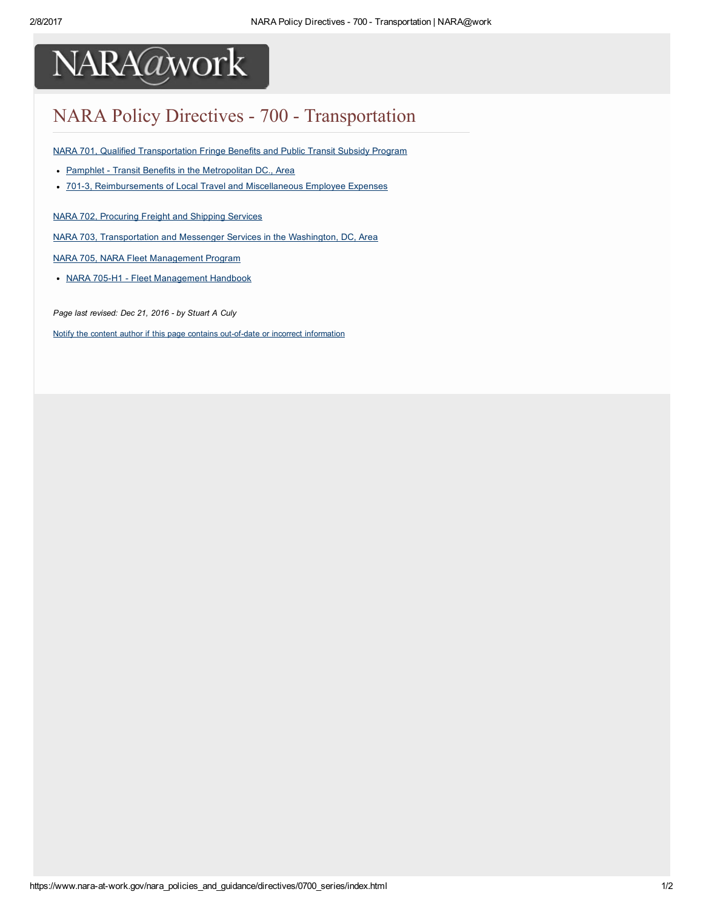NARA@work

# NARA Policy Directives - 700 - Transportation

NARA 701, Qualified Transportation Fringe Benefits and Public Transit Subsidy Program

- Pamphlet - Transit Benefits in the Metropolitan DC., Area
- 701-3, Reimbursements of Local Travel and Miscellaneous Employee Expenses

NARA 702, Procuring Freight and Shipping Services

NARA 703, Transportation and Messenger Services in the Washington, DC, Area

NARA 705, NARA Fleet Management Program

- NARA 705-H1 - Fleet Management Handbook

*Page last revised: Dec 21, 2016 - by Stuart A Culy*

Notify the content author if this page contains out-of-date or incorrect information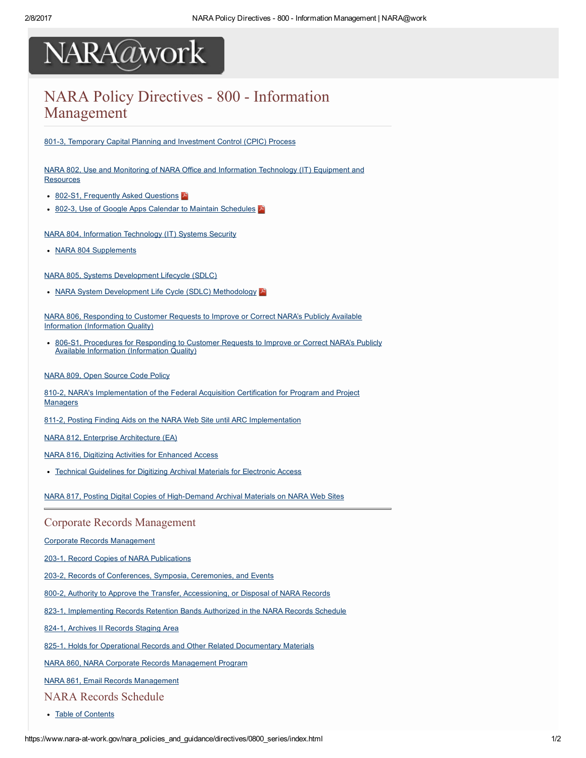# NARA Policy Directives - 800 - Information Management

801-3, Temporary Capital Planning and Investment Control (CPIC) Process

NARA 802, Use and Monitoring of NARA Office and Information Technology (IT) Equipment and Resources

- 802-S1, Frequently Asked Questions
- 802-3, Use of Google Apps Calendar to Maintain Schedules

NARA 804, Information Technology (IT) Systems Security

- NARA 804 Supplements

NARA 805, Systems Development Lifecycle (SDLC)

- NARA System Development Life Cycle (SDLC) Methodology

NARA 806, Responding to Customer Requests to Improve or Correct NARA's Publicly Available Information (Information Quality)

- 806-S1, Procedures for Responding to Customer Requests to Improve or Correct NARA's Publicly Available Information (Information Quality)

NARA 809, Open Source Code Policy

810-2, NARA's Implementation of the Federal Acquisition Certification for Program and Project Managers

811-2, Posting Finding Aids on the NARA Web Site until ARC Implementation

NARA 812, Enterprise Architecture (EA)

NARA 816, Digitizing Activities for Enhanced Access

- Technical Guidelines for Digitizing Archival Materials for Electronic Access

NARA 817, Posting Digital Copies of High-Demand Archival Materials on NARA Web Sites

## Corporate Records Management

Corporate Records Management

203-1, Record Copies of NARA Publications

203-2, Records of Conferences, Symposia, Ceremonies, and Events

800-2, Authority to Approve the Transfer, Accessioning, or Disposal of NARA Records

823-1, Implementing Records Retention Bands Authorized in the NARA Records Schedule

824-1, Archives II Records Staging Area

825-1, Holds for Operational Records and Other Related Documentary Materials

NARA 860, NARA Corporate Records Management Program

NARA 861, Email Records Management

## NARA Records Schedule

- Table of Contents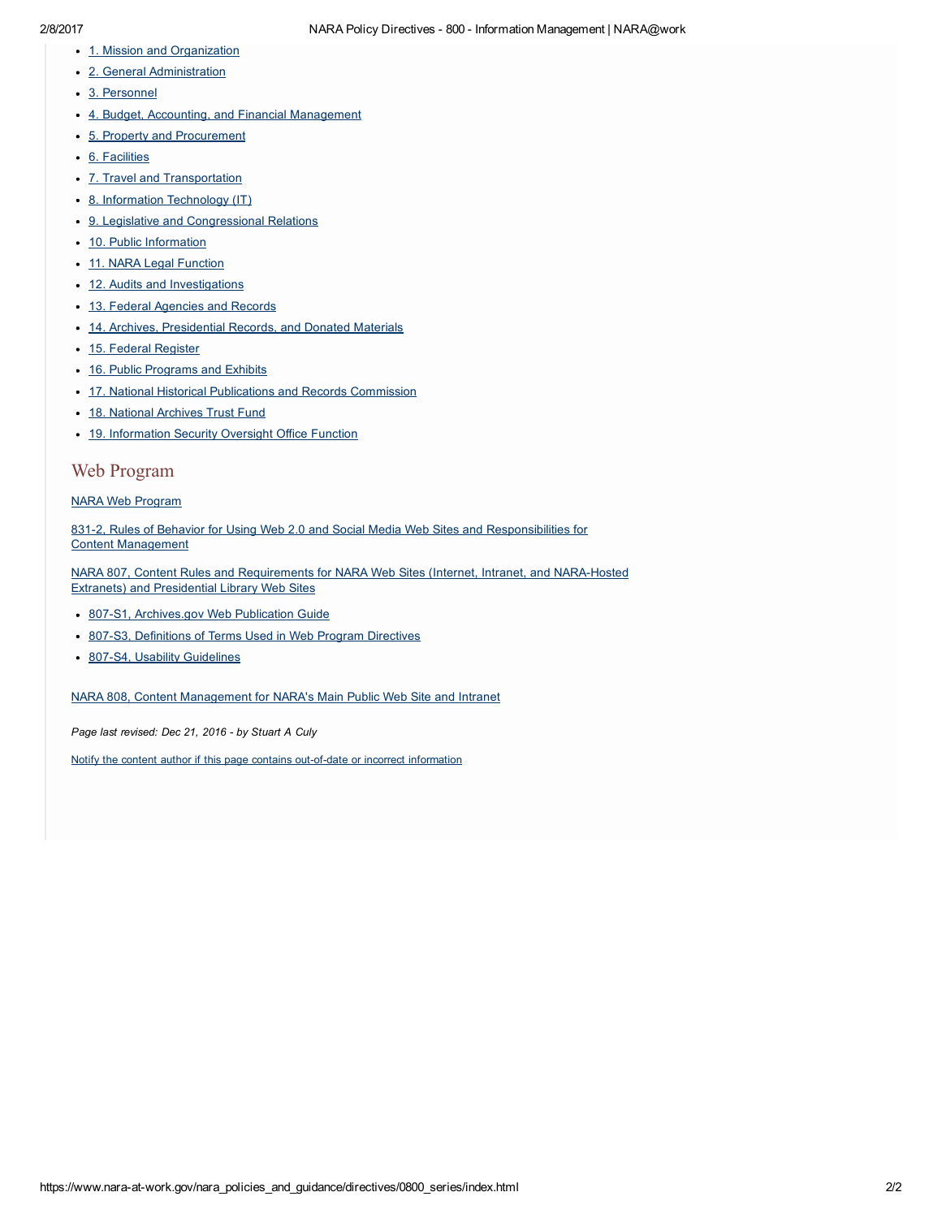- 1. Mission and Organization
- 2. General Administration
- 3. Personnel
- 4. Budget, Accounting, and Financial Management
- 5. Property and Procurement
- 6. Facilities
- 7. Travel and Transportation
- 8. Information Technology (IT)
- 9. Legislative and Congressional Relations
- 10. Public Information
- 11. NARA Legal Function
- 12. Audits and Investigations
- 13. Federal Agencies and Records
- 14. Archives, Presidential Records, and Donated Materials
- 15. Federal Register
- 16. Public Programs and Exhibits
- 17. National Historical Publications and Records Commission
- 18. National Archives Trust Fund
- 19. Information Security Oversight Office Function

## Web Program

NARA Web Program

831-2, Rules of Behavior for Using Web 2.0 and Social Media Web Sites and Responsibilities for Content Management

NARA 807, Content Rules and Requirements for NARA Web Sites (Internet, Intranet, and NARA-Hosted Extranets) and Presidential Library Web Sites

- 807-S1, Archives.gov Web Publication Guide
- 807-S3, Definitions of Terms Used in Web Program Directives
- 807-S4, Usability Guidelines

NARA 808, Content Management for NARA's Main Public Web Site and Intranet

*Page last revised: Dec 21, 2016 - by Stuart A Culy*

Notify the content author if this page contains out-of-date or incorrect information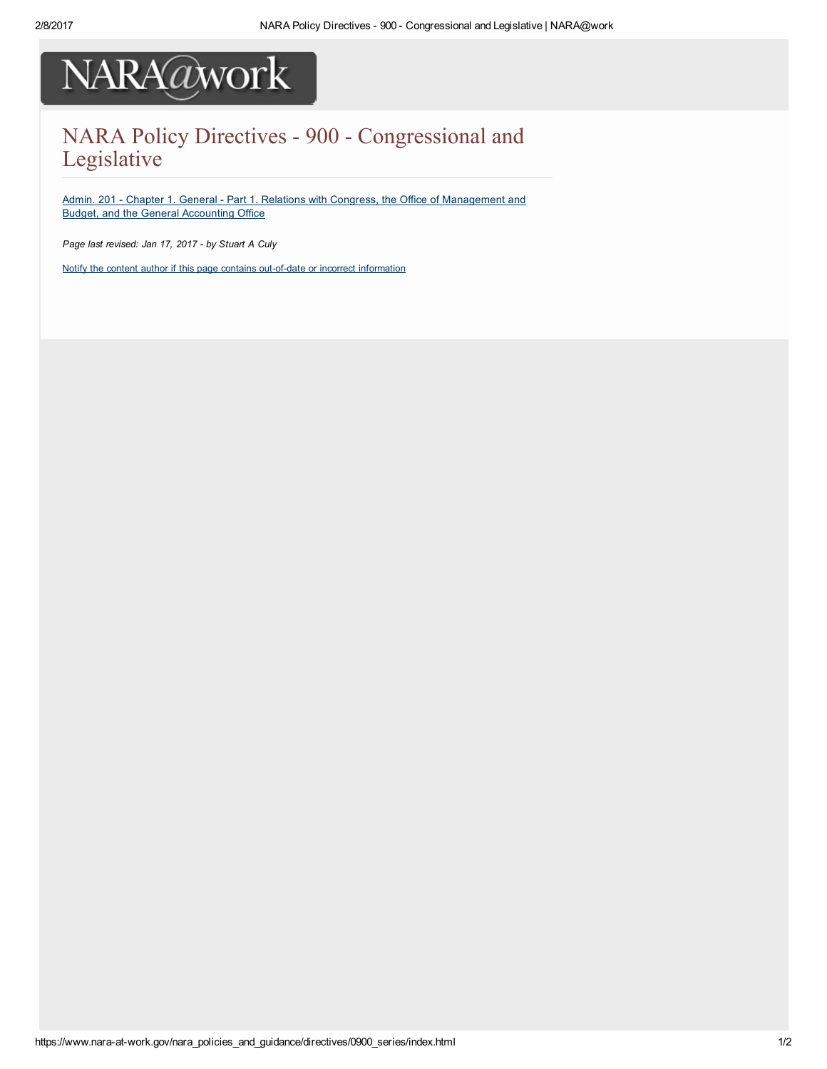# NARA Policy Directives - 900 - Congressional and Legislative

[Admin. 201 - Chapter 1. General - Part 1. Relations with Congress, the Office of Management and Budget, and the General Accounting Office]

*Page last revised: Jan 17, 2017 - by Stuart A Culy*

[Notify the content author if this page contains out-of-date or incorrect information]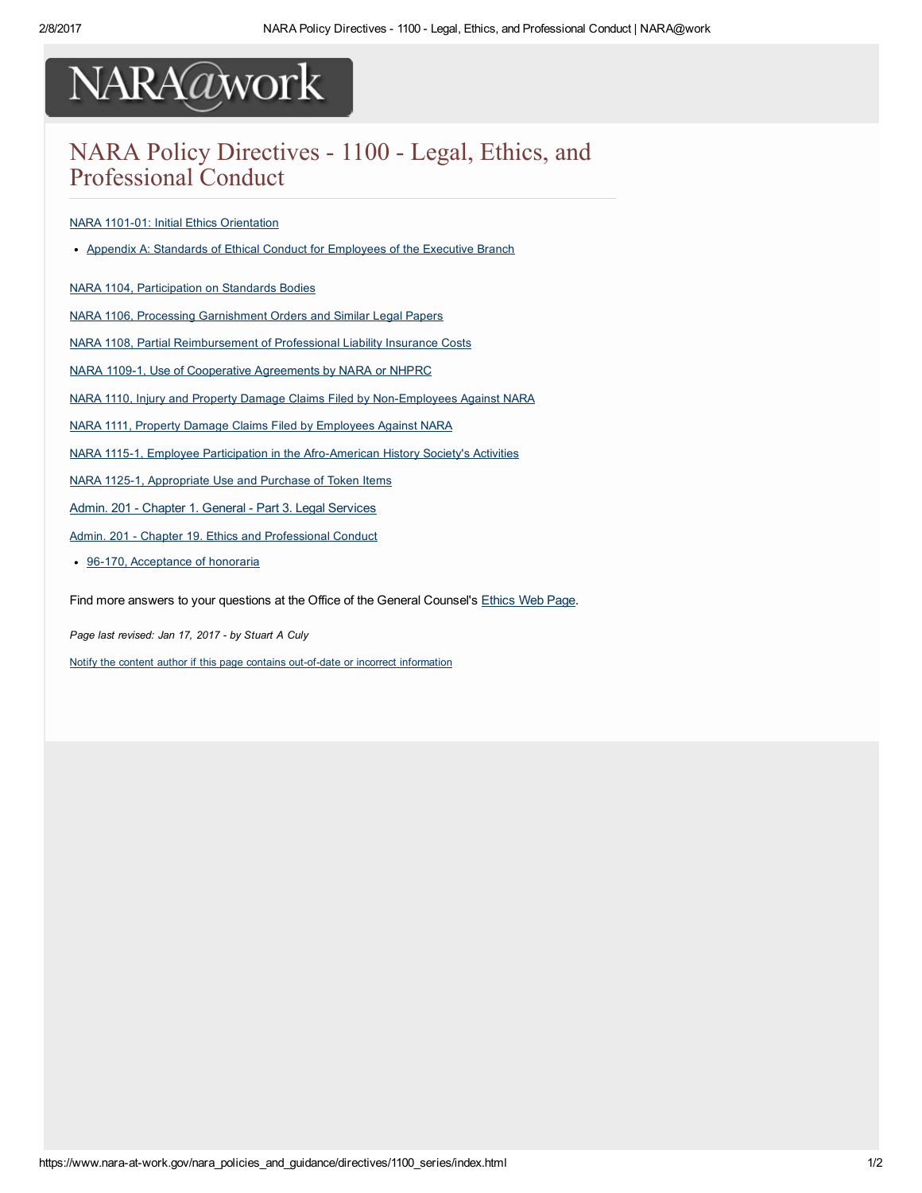NARA@work

# NARA Policy Directives - 1100 - Legal, Ethics, and Professional Conduct

NARA 1101-01: Initial Ethics Orientation

- Appendix A: Standards of Ethical Conduct for Employees of the Executive Branch

NARA 1104, Participation on Standards Bodies

NARA 1106, Processing Garnishment Orders and Similar Legal Papers

NARA 1108, Partial Reimbursement of Professional Liability Insurance Costs

NARA 1109-1, Use of Cooperative Agreements by NARA or NHPRC

NARA 1110, Injury and Property Damage Claims Filed by Non-Employees Against NARA

NARA 1111, Property Damage Claims Filed by Employees Against NARA

NARA 1115-1, Employee Participation in the Afro-American History Society's Activities

NARA 1125-1, Appropriate Use and Purchase of Token Items

Admin. 201 - Chapter 1. General - Part 3. Legal Services

Admin. 201 - Chapter 19. Ethics and Professional Conduct

- 96-170, Acceptance of honoraria

Find more answers to your questions at the Office of the General Counsel's Ethics Web Page.

*Page last revised: Jan 17, 2017 - by Stuart A Culy*

Notify the content author if this page contains out-of-date or incorrect information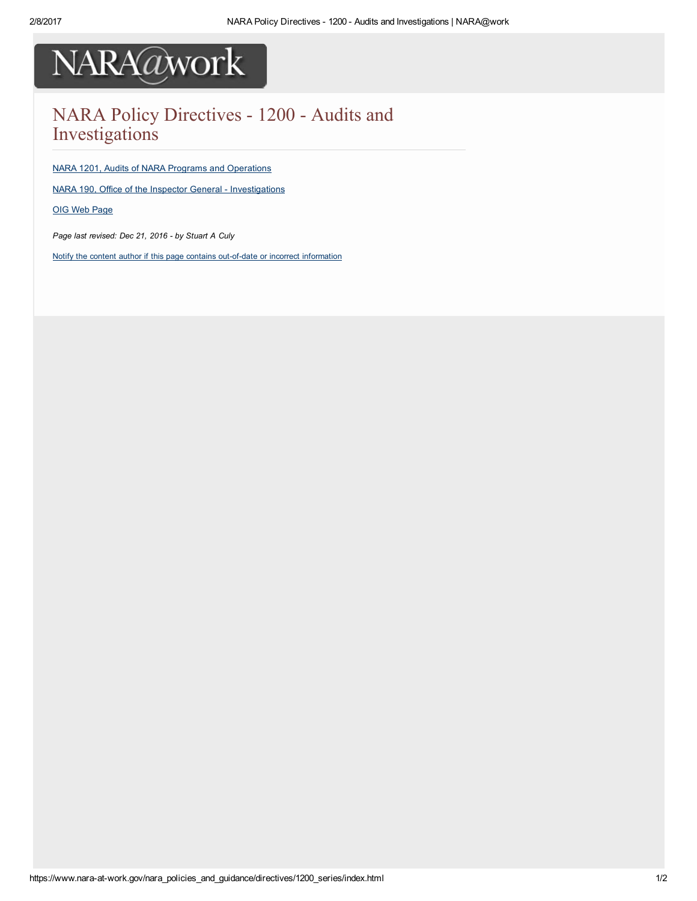NARA@work

# NARA Policy Directives - 1200 - Audits and Investigations

NARA 1201, Audits of NARA Programs and Operations

NARA 190, Office of the Inspector General - Investigations

OIG Web Page

*Page last revised: Dec 21, 2016 - by Stuart A Culy*

Notify the content author if this page contains out-of-date or incorrect information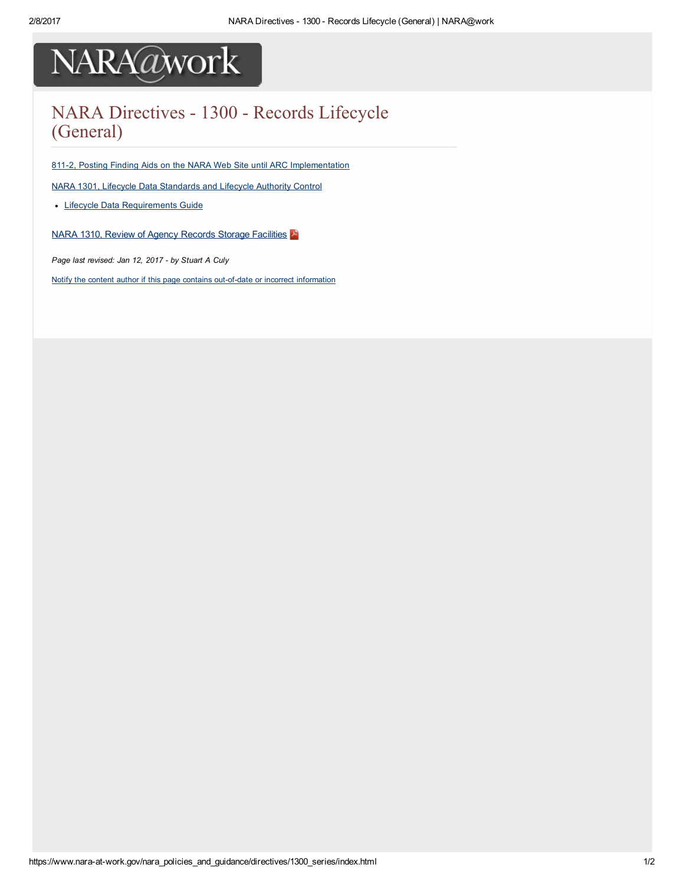# NARA Directives - 1300 - Records Lifecycle (General)

811-2, Posting Finding Aids on the NARA Web Site until ARC Implementation

NARA 1301, Lifecycle Data Standards and Lifecycle Authority Control

- Lifecycle Data Requirements Guide

NARA 1310, Review of Agency Records Storage Facilities

*Page last revised: Jan 12, 2017 - by Stuart A Culy*

Notify the content author if this page contains out-of-date or incorrect information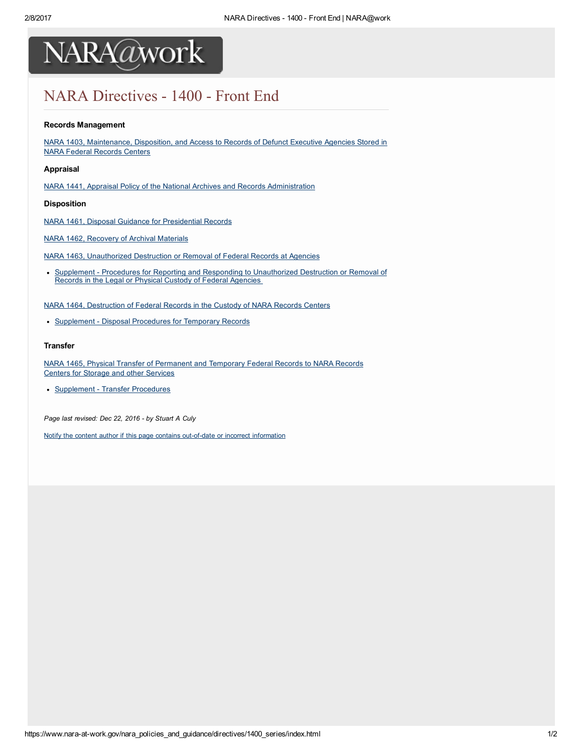NARA@work

# NARA Directives - 1400 - Front End

**Records Management**

NARA 1403, Maintenance, Disposition, and Access to Records of Defunct Executive Agencies Stored in NARA Federal Records Centers

**Appraisal**

NARA 1441, Appraisal Policy of the National Archives and Records Administration

**Disposition**

NARA 1461, Disposal Guidance for Presidential Records

NARA 1462, Recovery of Archival Materials

NARA 1463, Unauthorized Destruction or Removal of Federal Records at Agencies

- Supplement - Procedures for Reporting and Responding to Unauthorized Destruction or Removal of Records in the Legal or Physical Custody of Federal Agencies

NARA 1464, Destruction of Federal Records in the Custody of NARA Records Centers

- Supplement - Disposal Procedures for Temporary Records

**Transfer**

NARA 1465, Physical Transfer of Permanent and Temporary Federal Records to NARA Records Centers for Storage and other Services

- Supplement - Transfer Procedures

*Page last revised: Dec 22, 2016 - by Stuart A Culy*

Notify the content author if this page contains out-of-date or incorrect information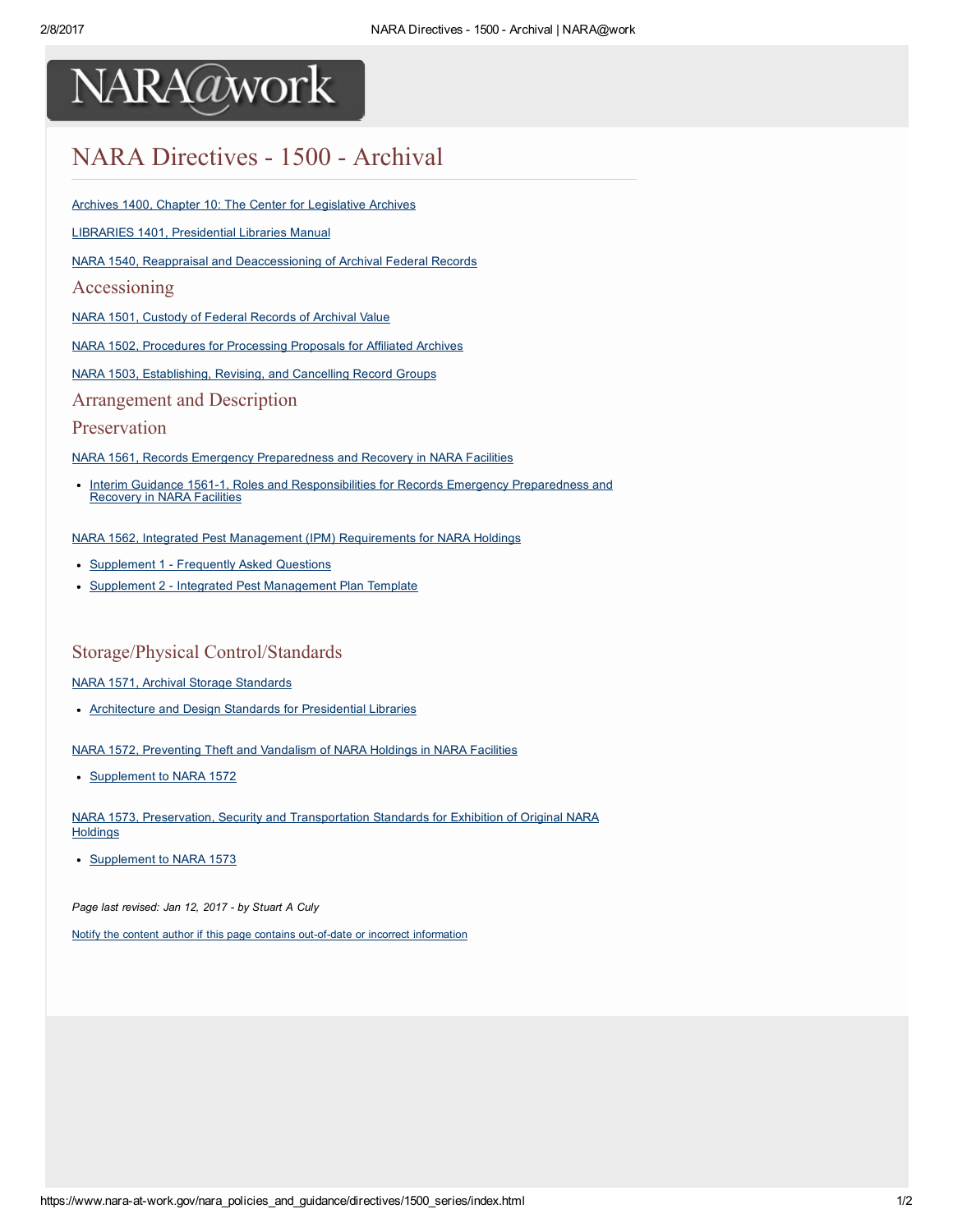NARA@work

# NARA Directives - 1500 - Archival

Archives 1400, Chapter 10: The Center for Legislative Archives

LIBRARIES 1401, Presidential Libraries Manual

NARA 1540, Reappraisal and Deaccessioning of Archival Federal Records

## Accessioning

NARA 1501, Custody of Federal Records of Archival Value

NARA 1502, Procedures for Processing Proposals for Affiliated Archives

NARA 1503, Establishing, Revising, and Cancelling Record Groups

## Arrangement and Description

## Preservation

NARA 1561, Records Emergency Preparedness and Recovery in NARA Facilities

- Interim Guidance 1561-1, Roles and Responsibilities for Records Emergency Preparedness and Recovery in NARA Facilities

NARA 1562, Integrated Pest Management (IPM) Requirements for NARA Holdings

- Supplement 1 - Frequently Asked Questions
- Supplement 2 - Integrated Pest Management Plan Template

## Storage/Physical Control/Standards

NARA 1571, Archival Storage Standards

- Architecture and Design Standards for Presidential Libraries

NARA 1572, Preventing Theft and Vandalism of NARA Holdings in NARA Facilities

- Supplement to NARA 1572

NARA 1573, Preservation, Security and Transportation Standards for Exhibition of Original NARA Holdings

- Supplement to NARA 1573

*Page last revised: Jan 12, 2017 - by Stuart A Culy*

Notify the content author if this page contains out-of-date or incorrect information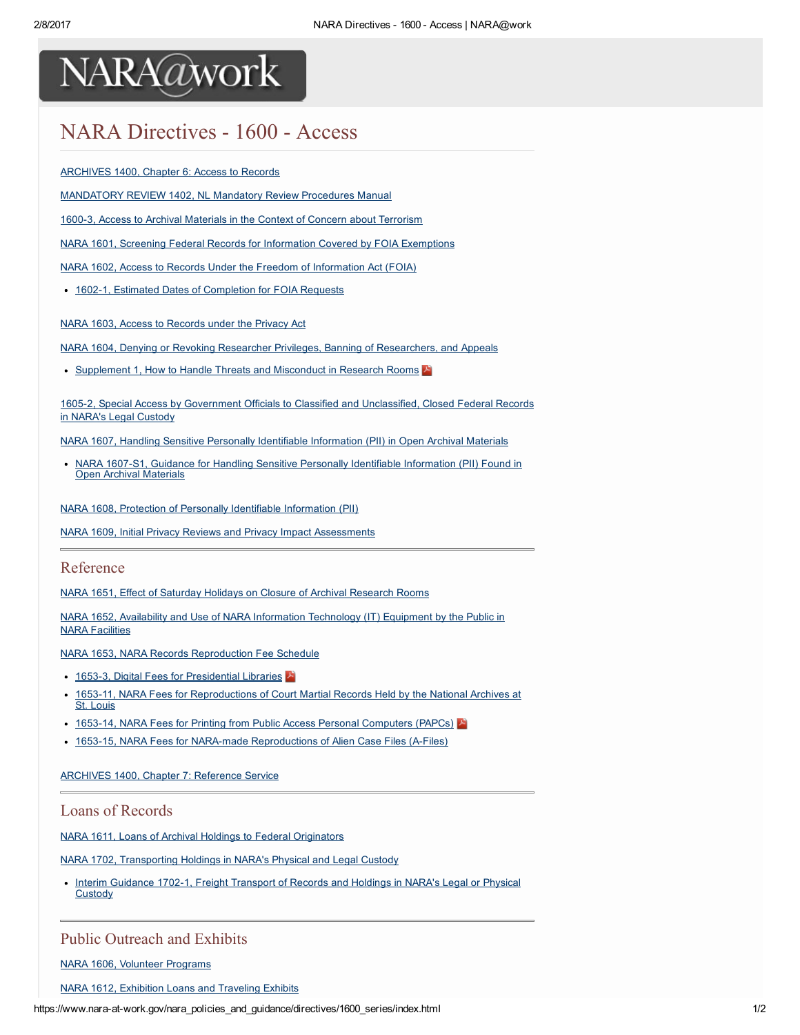# NARA Directives - 1600 - Access

ARCHIVES 1400, Chapter 6: Access to Records

MANDATORY REVIEW 1402, NL Mandatory Review Procedures Manual

1600-3, Access to Archival Materials in the Context of Concern about Terrorism

NARA 1601, Screening Federal Records for Information Covered by FOIA Exemptions

NARA 1602, Access to Records Under the Freedom of Information Act (FOIA)

- 1602-1, Estimated Dates of Completion for FOIA Requests

NARA 1603, Access to Records under the Privacy Act

NARA 1604, Denying or Revoking Researcher Privileges, Banning of Researchers, and Appeals

- Supplement 1, How to Handle Threats and Misconduct in Research Rooms

1605-2, Special Access by Government Officials to Classified and Unclassified, Closed Federal Records in NARA's Legal Custody

NARA 1607, Handling Sensitive Personally Identifiable Information (PII) in Open Archival Materials

- NARA 1607-S1, Guidance for Handling Sensitive Personally Identifiable Information (PII) Found in Open Archival Materials

NARA 1608, Protection of Personally Identifiable Information (PII)

NARA 1609, Initial Privacy Reviews and Privacy Impact Assessments

## Reference

NARA 1651, Effect of Saturday Holidays on Closure of Archival Research Rooms

NARA 1652, Availability and Use of NARA Information Technology (IT) Equipment by the Public in NARA Facilities

NARA 1653, NARA Records Reproduction Fee Schedule

- 1653-3, Digital Fees for Presidential Libraries
- 1653-11, NARA Fees for Reproductions of Court Martial Records Held by the National Archives at St. Louis
- 1653-14, NARA Fees for Printing from Public Access Personal Computers (PAPCs)
- 1653-15, NARA Fees for NARA-made Reproductions of Alien Case Files (A-Files)

ARCHIVES 1400, Chapter 7: Reference Service

## Loans of Records

NARA 1611, Loans of Archival Holdings to Federal Originators

NARA 1702, Transporting Holdings in NARA's Physical and Legal Custody

- Interim Guidance 1702-1, Freight Transport of Records and Holdings in NARA's Legal or Physical Custody

## Public Outreach and Exhibits

NARA 1606, Volunteer Programs

NARA 1612, Exhibition Loans and Traveling Exhibits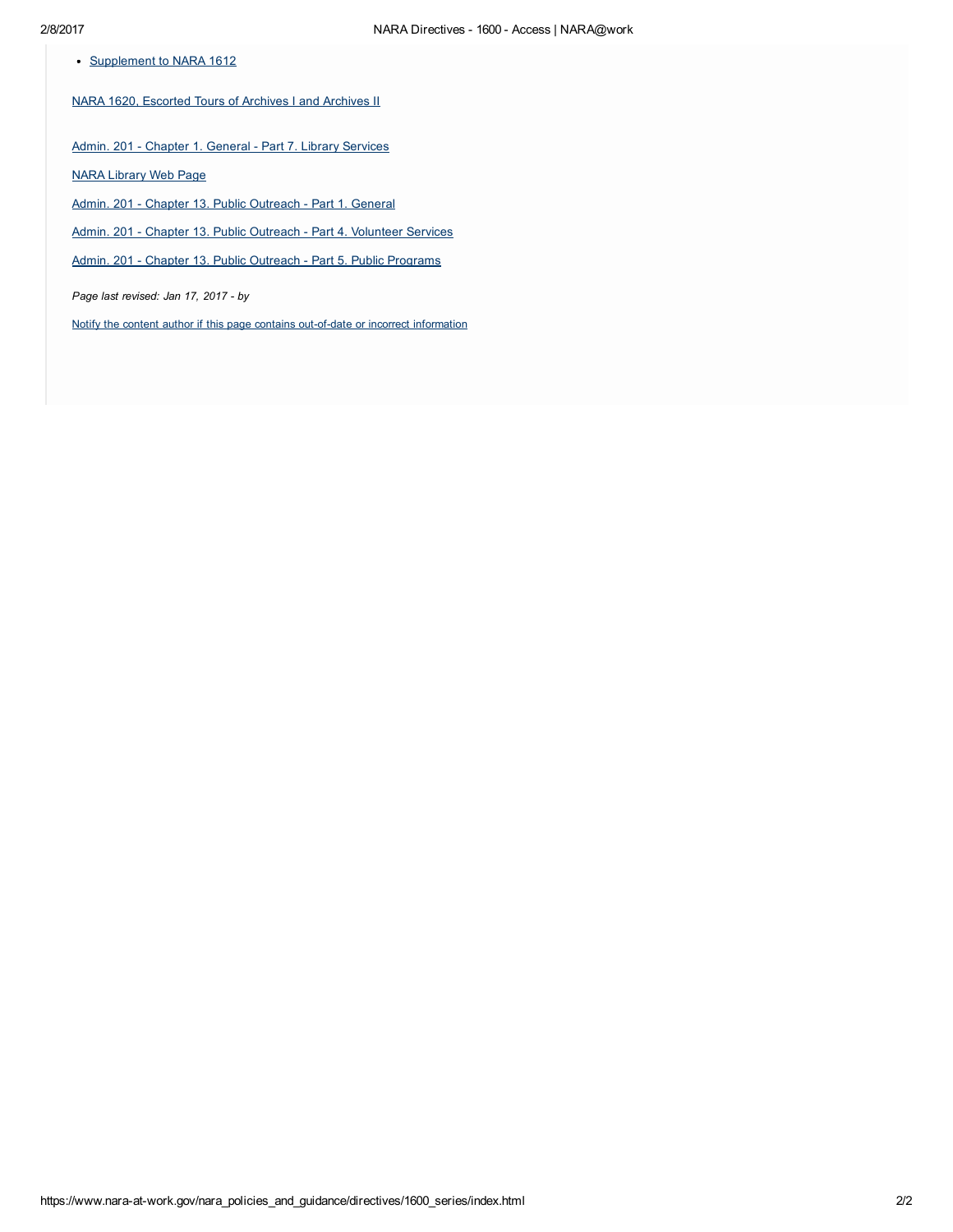- Supplement to NARA 1612

NARA 1620, Escorted Tours of Archives I and Archives II

Admin. 201 - Chapter 1. General - Part 7. Library Services

NARA Library Web Page

Admin. 201 - Chapter 13. Public Outreach - Part 1. General

Admin. 201 - Chapter 13. Public Outreach - Part 4. Volunteer Services

Admin. 201 - Chapter 13. Public Outreach - Part 5. Public Programs

*Page last revised: Jan 17, 2017 - by*

Notify the content author if this page contains out-of-date or incorrect information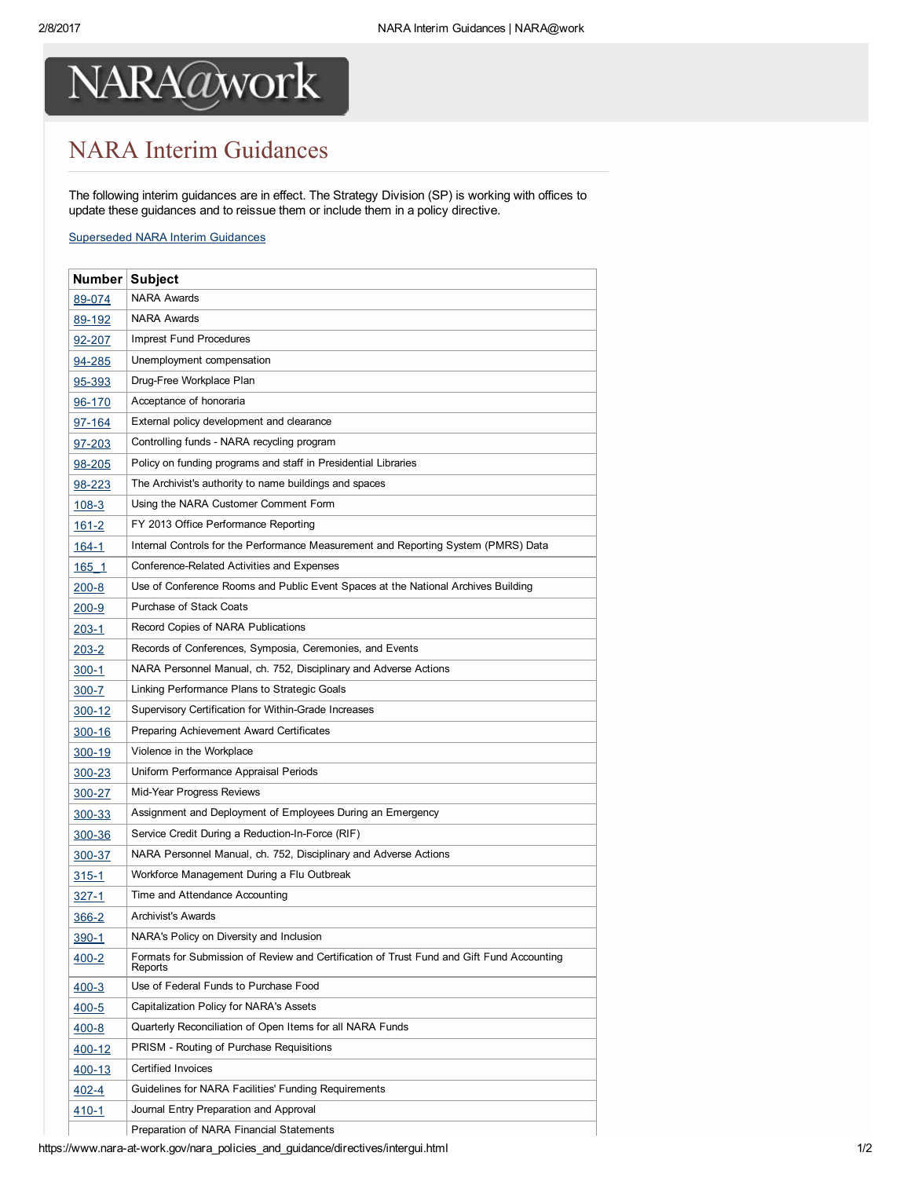# NARA Interim Guidances

The following interim guidances are in effect. The Strategy Division (SP) is working with offices to update these guidances and to reissue them or include them in a policy directive.

[Superseded NARA Interim Guidances]()

| Number | Subject |
|---|---|
| 89-074 | NARA Awards |
| 89-192 | NARA Awards |
| 92-207 | Imprest Fund Procedures |
| 94-285 | Unemployment compensation |
| 95-393 | Drug-Free Workplace Plan |
| 96-170 | Acceptance of honoraria |
| 97-164 | External policy development and clearance |
| 97-203 | Controlling funds - NARA recycling program |
| 98-205 | Policy on funding programs and staff in Presidential Libraries |
| 98-223 | The Archivist's authority to name buildings and spaces |
| 108-3 | Using the NARA Customer Comment Form |
| 161-2 | FY 2013 Office Performance Reporting |
| 164-1 | Internal Controls for the Performance Measurement and Reporting System (PMRS) Data |
| 165_1 | Conference-Related Activities and Expenses |
| 200-8 | Use of Conference Rooms and Public Event Spaces at the National Archives Building |
| 200-9 | Purchase of Stack Coats |
| 203-1 | Record Copies of NARA Publications |
| 203-2 | Records of Conferences, Symposia, Ceremonies, and Events |
| 300-1 | NARA Personnel Manual, ch. 752, Disciplinary and Adverse Actions |
| 300-7 | Linking Performance Plans to Strategic Goals |
| 300-12 | Supervisory Certification for Within-Grade Increases |
| 300-16 | Preparing Achievement Award Certificates |
| 300-19 | Violence in the Workplace |
| 300-23 | Uniform Performance Appraisal Periods |
| 300-27 | Mid-Year Progress Reviews |
| 300-33 | Assignment and Deployment of Employees During an Emergency |
| 300-36 | Service Credit During a Reduction-In-Force (RIF) |
| 300-37 | NARA Personnel Manual, ch. 752, Disciplinary and Adverse Actions |
| 315-1 | Workforce Management During a Flu Outbreak |
| 327-1 | Time and Attendance Accounting |
| 366-2 | Archivist's Awards |
| 390-1 | NARA's Policy on Diversity and Inclusion |
| 400-2 | Formats for Submission of Review and Certification of Trust Fund and Gift Fund Accounting Reports |
| 400-3 | Use of Federal Funds to Purchase Food |
| 400-5 | Capitalization Policy for NARA's Assets |
| 400-8 | Quarterly Reconciliation of Open Items for all NARA Funds |
| 400-12 | PRISM - Routing of Purchase Requisitions |
| 400-13 | Certified Invoices |
| 402-4 | Guidelines for NARA Facilities' Funding Requirements |
| 410-1 | Journal Entry Preparation and Approval |
| | Preparation of NARA Financial Statements |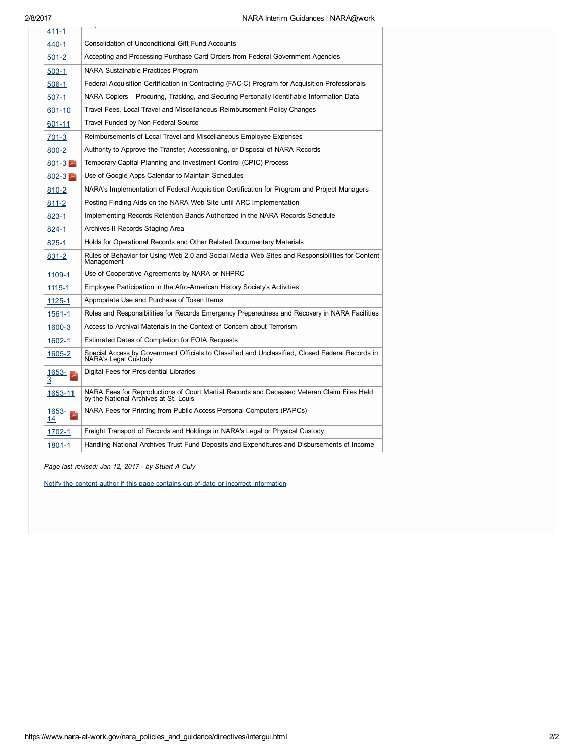| | |
|---|---|
| 411-1 | |
| 440-1 | Consolidation of Unconditional Gift Fund Accounts |
| 501-2 | Accepting and Processing Purchase Card Orders from Federal Government Agencies |
| 503-1 | NARA Sustainable Practices Program |
| 506-1 | Federal Acquisition Certification in Contracting (FAC-C) Program for Acquisition Professionals |
| 507-1 | NARA Copiers – Procuring, Tracking, and Securing Personally Identifiable Information Data |
| 601-10 | Travel Fees, Local Travel and Miscellaneous Reimbursement Policy Changes |
| 601-11 | Travel Funded by Non-Federal Source |
| 701-3 | Reimbursements of Local Travel and Miscellaneous Employee Expenses |
| 800-2 | Authority to Approve the Transfer, Accessioning, or Disposal of NARA Records |
| 801-3 | Temporary Capital Planning and Investment Control (CPIC) Process |
| 802-3 | Use of Google Apps Calendar to Maintain Schedules |
| 810-2 | NARA's Implementation of Federal Acquisition Certification for Program and Project Managers |
| 811-2 | Posting Finding Aids on the NARA Web Site until ARC Implementation |
| 823-1 | Implementing Records Retention Bands Authorized in the NARA Records Schedule |
| 824-1 | Archives II Records Staging Area |
| 825-1 | Holds for Operational Records and Other Related Documentary Materials |
| 831-2 | Rules of Behavior for Using Web 2.0 and Social Media Web Sites and Responsibilities for Content Management |
| 1109-1 | Use of Cooperative Agreements by NARA or NHPRC |
| 1115-1 | Employee Participation in the Afro-American History Society's Activities |
| 1125-1 | Appropriate Use and Purchase of Token Items |
| 1561-1 | Roles and Responsibilities for Records Emergency Preparedness and Recovery in NARA Facilities |
| 1600-3 | Access to Archival Materials in the Context of Concern about Terrorism |
| 1602-1 | Estimated Dates of Completion for FOIA Requests |
| 1605-2 | Special Access by Government Officials to Classified and Unclassified, Closed Federal Records in NARA's Legal Custody |
| 1653-3 | Digital Fees for Presidential Libraries |
| 1653-11 | NARA Fees for Reproductions of Court Martial Records and Deceased Veteran Claim Files Held by the National Archives at St. Louis |
| 1653-14 | NARA Fees for Printing from Public Access Personal Computers (PAPCs) |
| 1702-1 | Freight Transport of Records and Holdings in NARA's Legal or Physical Custody |
| 1801-1 | Handling National Archives Trust Fund Deposits and Expenditures and Disbursements of Income |

*Page last revised: Jan 12, 2017 - by Stuart A Culy*

Notify the content author if this page contains out-of-date or incorrect information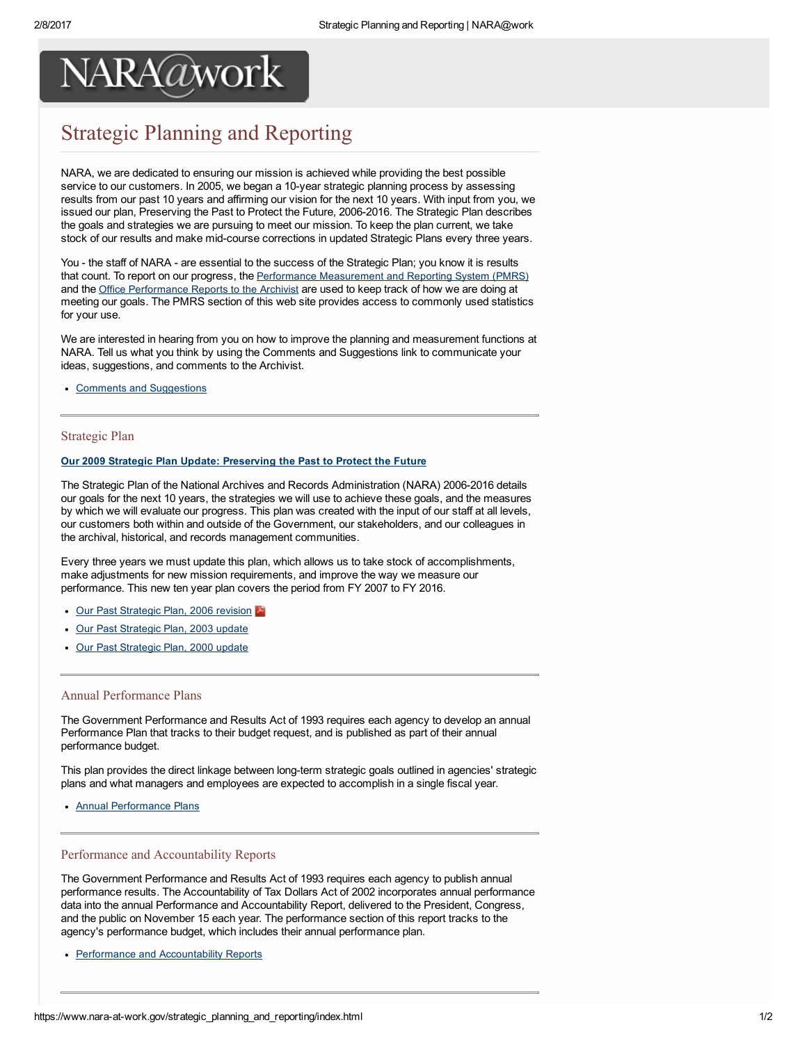NARA@work

# Strategic Planning and Reporting

NARA, we are dedicated to ensuring our mission is achieved while providing the best possible service to our customers. In 2005, we began a 10-year strategic planning process by assessing results from our past 10 years and affirming our vision for the next 10 years. With input from you, we issued our plan, Preserving the Past to Protect the Future, 2006-2016. The Strategic Plan describes the goals and strategies we are pursuing to meet our mission. To keep the plan current, we take stock of our results and make mid-course corrections in updated Strategic Plans every three years.

You - the staff of NARA - are essential to the success of the Strategic Plan; you know it is results that count. To report on our progress, the Performance Measurement and Reporting System (PMRS) and the Office Performance Reports to the Archivist are used to keep track of how we are doing at meeting our goals. The PMRS section of this web site provides access to commonly used statistics for your use.

We are interested in hearing from you on how to improve the planning and measurement functions at NARA. Tell us what you think by using the Comments and Suggestions link to communicate your ideas, suggestions, and comments to the Archivist.

- Comments and Suggestions

---

## Strategic Plan

**Our 2009 Strategic Plan Update: Preserving the Past to Protect the Future**

The Strategic Plan of the National Archives and Records Administration (NARA) 2006-2016 details our goals for the next 10 years, the strategies we will use to achieve these goals, and the measures by which we will evaluate our progress. This plan was created with the input of our staff at all levels, our customers both within and outside of the Government, our stakeholders, and our colleagues in the archival, historical, and records management communities.

Every three years we must update this plan, which allows us to take stock of accomplishments, make adjustments for new mission requirements, and improve the way we measure our performance. This new ten year plan covers the period from FY 2007 to FY 2016.

- Our Past Strategic Plan, 2006 revision
- Our Past Strategic Plan, 2003 update
- Our Past Strategic Plan, 2000 update

---

## Annual Performance Plans

The Government Performance and Results Act of 1993 requires each agency to develop an annual Performance Plan that tracks to their budget request, and is published as part of their annual performance budget.

This plan provides the direct linkage between long-term strategic goals outlined in agencies' strategic plans and what managers and employees are expected to accomplish in a single fiscal year.

- Annual Performance Plans

---

## Performance and Accountability Reports

The Government Performance and Results Act of 1993 requires each agency to publish annual performance results. The Accountability of Tax Dollars Act of 2002 incorporates annual performance data into the annual Performance and Accountability Report, delivered to the President, Congress, and the public on November 15 each year. The performance section of this report tracks to the agency's performance budget, which includes their annual performance plan.

- Performance and Accountability Reports

---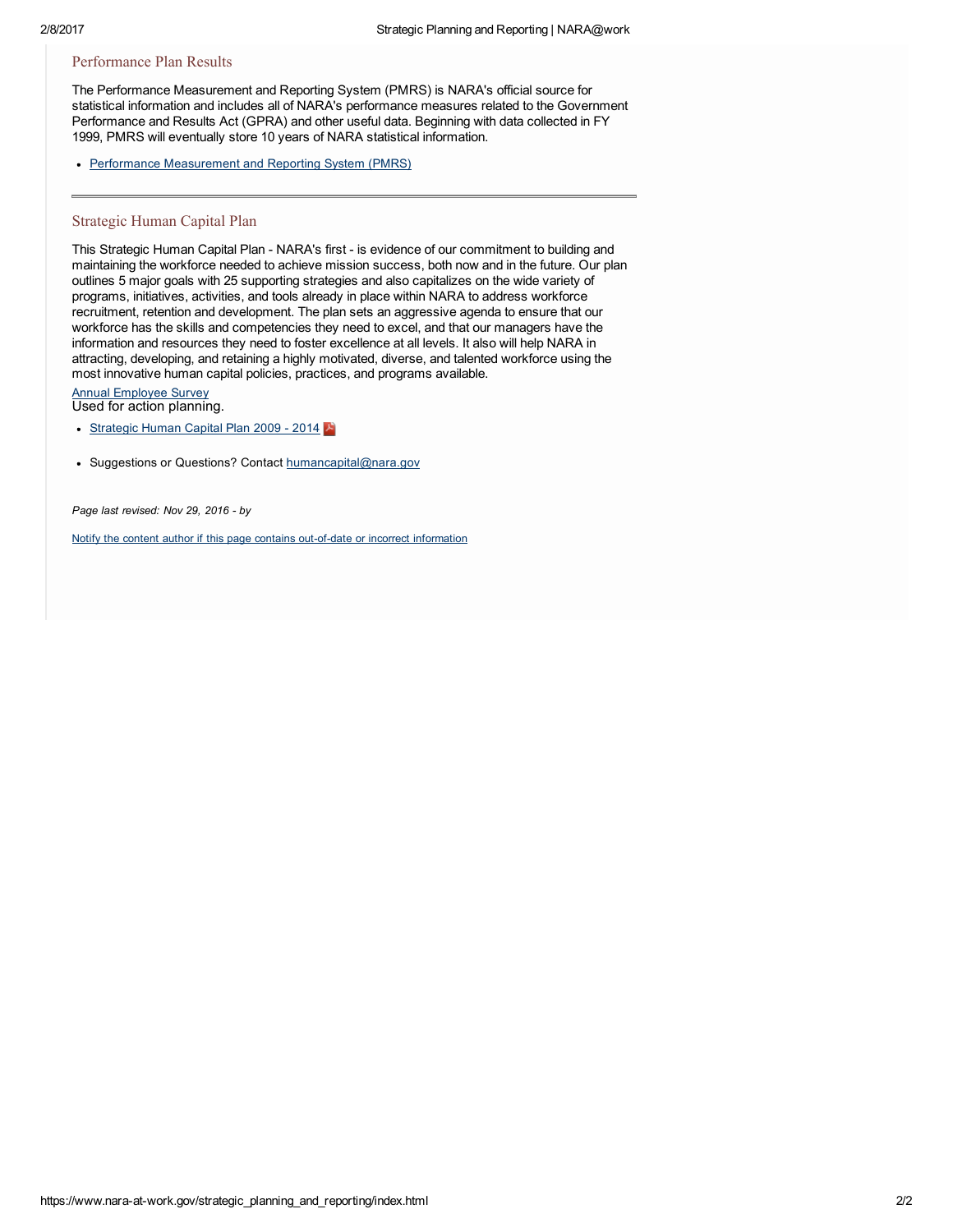## Performance Plan Results

The Performance Measurement and Reporting System (PMRS) is NARA's official source for statistical information and includes all of NARA's performance measures related to the Government Performance and Results Act (GPRA) and other useful data. Beginning with data collected in FY 1999, PMRS will eventually store 10 years of NARA statistical information.

- Performance Measurement and Reporting System (PMRS)

---

## Strategic Human Capital Plan

This Strategic Human Capital Plan - NARA's first - is evidence of our commitment to building and maintaining the workforce needed to achieve mission success, both now and in the future. Our plan outlines 5 major goals with 25 supporting strategies and also capitalizes on the wide variety of programs, initiatives, activities, and tools already in place within NARA to address workforce recruitment, retention and development. The plan sets an aggressive agenda to ensure that our workforce has the skills and competencies they need to excel, and that our managers have the information and resources they need to foster excellence at all levels. It also will help NARA in attracting, developing, and retaining a highly motivated, diverse, and talented workforce using the most innovative human capital policies, practices, and programs available.

Annual Employee Survey
Used for action planning.

- Strategic Human Capital Plan 2009 - 2014

- Suggestions or Questions? Contact humancapital@nara.gov

*Page last revised: Nov 29, 2016 - by*

Notify the content author if this page contains out-of-date or incorrect information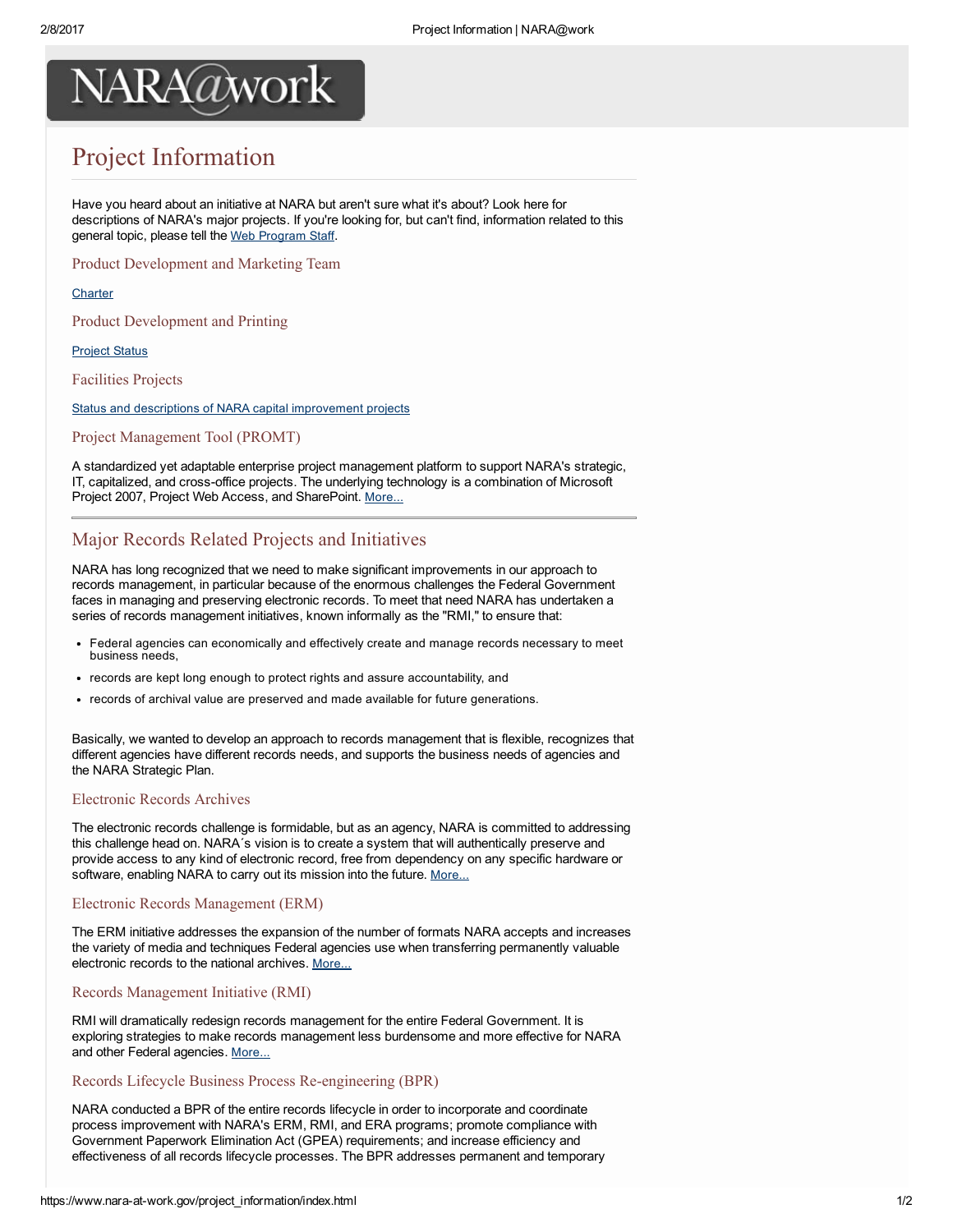NARA@work

# Project Information

Have you heard about an initiative at NARA but aren't sure what it's about? Look here for descriptions of NARA's major projects. If you're looking for, but can't find, information related to this general topic, please tell the Web Program Staff.

### Product Development and Marketing Team

Charter

### Product Development and Printing

Project Status

### Facilities Projects

Status and descriptions of NARA capital improvement projects

### Project Management Tool (PROMT)

A standardized yet adaptable enterprise project management platform to support NARA's strategic, IT, capitalized, and cross-office projects. The underlying technology is a combination of Microsoft Project 2007, Project Web Access, and SharePoint. More...

---

## Major Records Related Projects and Initiatives

NARA has long recognized that we need to make significant improvements in our approach to records management, in particular because of the enormous challenges the Federal Government faces in managing and preserving electronic records. To meet that need NARA has undertaken a series of records management initiatives, known informally as the "RMI," to ensure that:

- Federal agencies can economically and effectively create and manage records necessary to meet business needs,
- records are kept long enough to protect rights and assure accountability, and
- records of archival value are preserved and made available for future generations.

Basically, we wanted to develop an approach to records management that is flexible, recognizes that different agencies have different records needs, and supports the business needs of agencies and the NARA Strategic Plan.

### Electronic Records Archives

The electronic records challenge is formidable, but as an agency, NARA is committed to addressing this challenge head on. NARA´s vision is to create a system that will authentically preserve and provide access to any kind of electronic record, free from dependency on any specific hardware or software, enabling NARA to carry out its mission into the future. More...

### Electronic Records Management (ERM)

The ERM initiative addresses the expansion of the number of formats NARA accepts and increases the variety of media and techniques Federal agencies use when transferring permanently valuable electronic records to the national archives. More...

### Records Management Initiative (RMI)

RMI will dramatically redesign records management for the entire Federal Government. It is exploring strategies to make records management less burdensome and more effective for NARA and other Federal agencies. More...

### Records Lifecycle Business Process Re-engineering (BPR)

NARA conducted a BPR of the entire records lifecycle in order to incorporate and coordinate process improvement with NARA's ERM, RMI, and ERA programs; promote compliance with Government Paperwork Elimination Act (GPEA) requirements; and increase efficiency and effectiveness of all records lifecycle processes. The BPR addresses permanent and temporary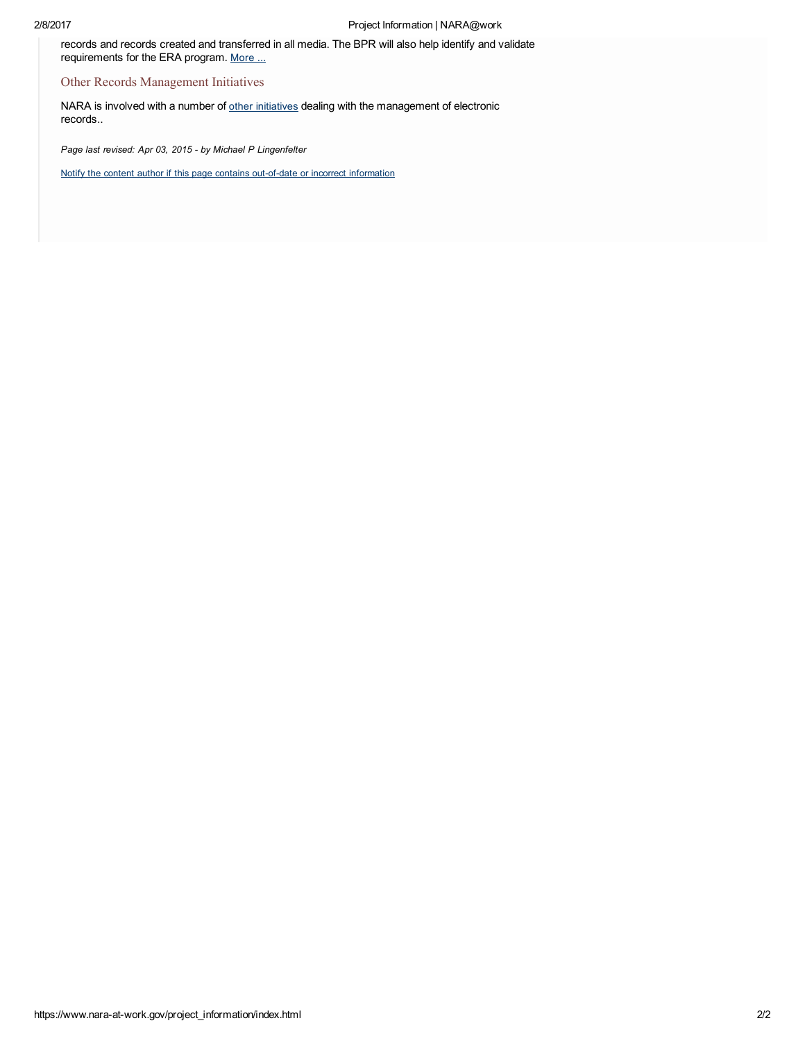records and records created and transferred in all media. The BPR will also help identify and validate requirements for the ERA program. More ...

### Other Records Management Initiatives

NARA is involved with a number of other initiatives dealing with the management of electronic records..

*Page last revised: Apr 03, 2015 - by Michael P Lingenfelter*

Notify the content author if this page contains out-of-date or incorrect information